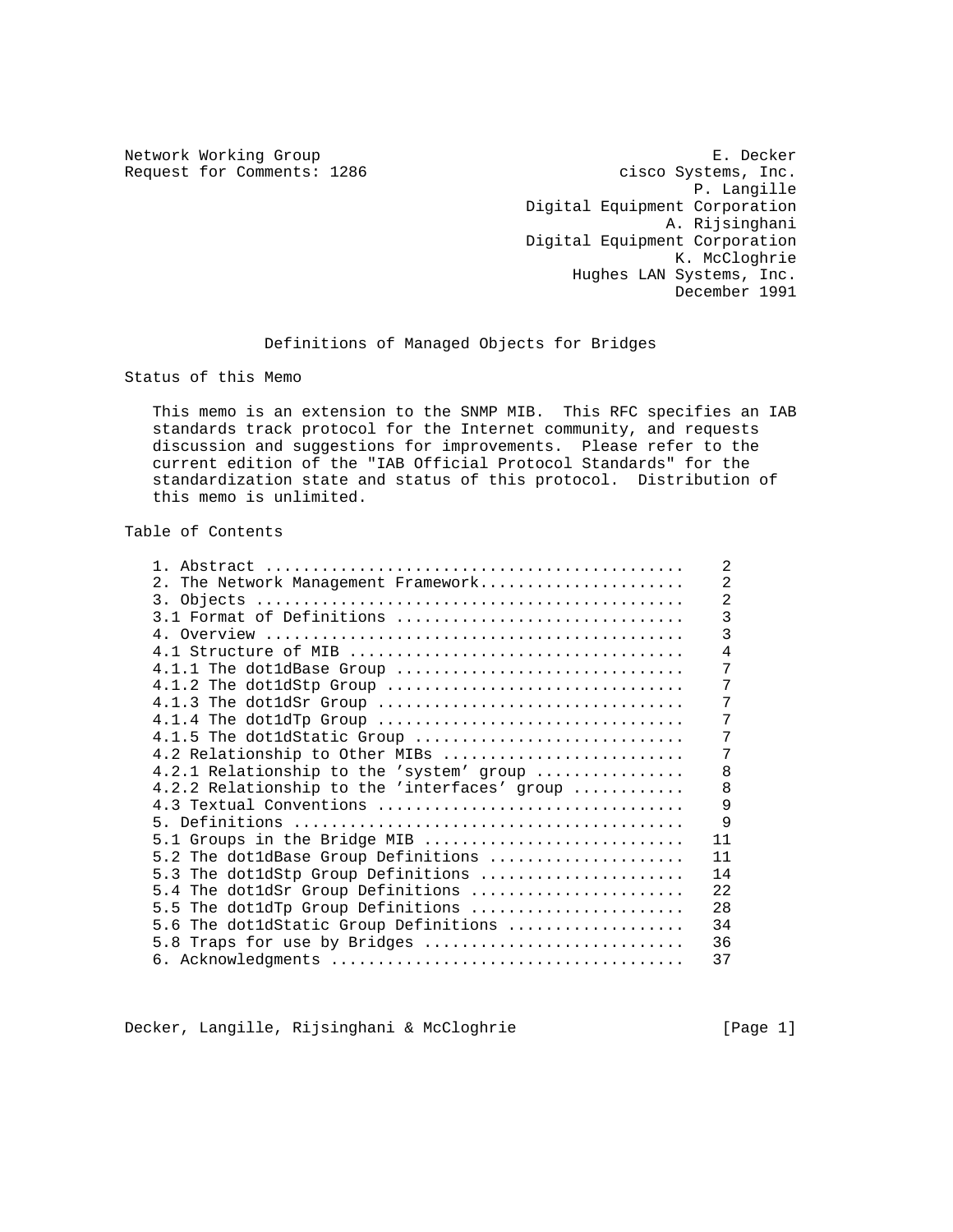Network Working Group                                          E. Decker
Request for Comments: 1286                            cisco Systems, Inc.
                                                             P. Langille
                                           Digital Equipment Corporation
                                                           A. Rijsinghani
                                           Digital Equipment Corporation
                                                            K. McCloghrie
                                                   Hughes LAN Systems, Inc.
                                                            December 1991

# Definitions of Managed Objects for Bridges

## Status of this Memo

This memo is an extension to the SNMP MIB. This RFC specifies an IAB standards track protocol for the Internet community, and requests discussion and suggestions for improvements. Please refer to the current edition of the "IAB Official Protocol Standards" for the standardization state and status of this protocol. Distribution of this memo is unlimited.

## Table of Contents

| Section | Page |
|---|---|
| 1. Abstract | 2 |
| 2. The Network Management Framework | 2 |
| 3. Objects | 2 |
| 3.1 Format of Definitions | 3 |
| 4. Overview | 3 |
| 4.1 Structure of MIB | 4 |
| 4.1.1 The dot1dBase Group | 7 |
| 4.1.2 The dot1dStp Group | 7 |
| 4.1.3 The dot1dSr Group | 7 |
| 4.1.4 The dot1dTp Group | 7 |
| 4.1.5 The dot1dStatic Group | 7 |
| 4.2 Relationship to Other MIBs | 7 |
| 4.2.1 Relationship to the 'system' group | 8 |
| 4.2.2 Relationship to the 'interfaces' group | 8 |
| 4.3 Textual Conventions | 9 |
| 5. Definitions | 9 |
| 5.1 Groups in the Bridge MIB | 11 |
| 5.2 The dot1dBase Group Definitions | 11 |
| 5.3 The dot1dStp Group Definitions | 14 |
| 5.4 The dot1dSr Group Definitions | 22 |
| 5.5 The dot1dTp Group Definitions | 28 |
| 5.6 The dot1dStatic Group Definitions | 34 |
| 5.8 Traps for use by Bridges | 36 |
| 6. Acknowledgments | 37 |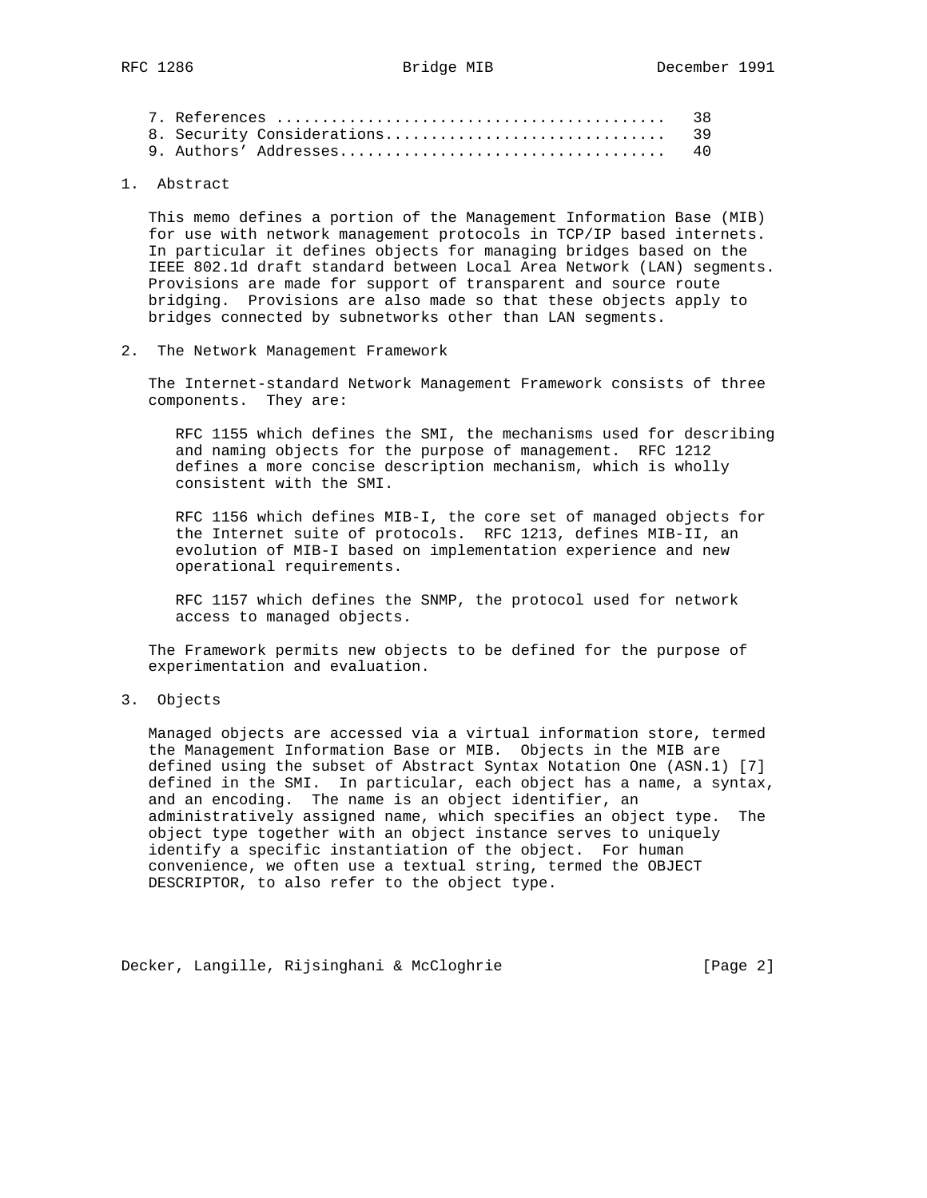7. References .......................................... 38
8. Security Considerations.............................. 39
9. Authors' Addresses................................... 40

## 1. Abstract

This memo defines a portion of the Management Information Base (MIB) for use with network management protocols in TCP/IP based internets. In particular it defines objects for managing bridges based on the IEEE 802.1d draft standard between Local Area Network (LAN) segments. Provisions are made for support of transparent and source route bridging. Provisions are also made so that these objects apply to bridges connected by subnetworks other than LAN segments.

## 2. The Network Management Framework

The Internet-standard Network Management Framework consists of three components. They are:

RFC 1155 which defines the SMI, the mechanisms used for describing and naming objects for the purpose of management. RFC 1212 defines a more concise description mechanism, which is wholly consistent with the SMI.

RFC 1156 which defines MIB-I, the core set of managed objects for the Internet suite of protocols. RFC 1213, defines MIB-II, an evolution of MIB-I based on implementation experience and new operational requirements.

RFC 1157 which defines the SNMP, the protocol used for network access to managed objects.

The Framework permits new objects to be defined for the purpose of experimentation and evaluation.

## 3. Objects

Managed objects are accessed via a virtual information store, termed the Management Information Base or MIB. Objects in the MIB are defined using the subset of Abstract Syntax Notation One (ASN.1) [7] defined in the SMI. In particular, each object has a name, a syntax, and an encoding. The name is an object identifier, an administratively assigned name, which specifies an object type. The object type together with an object instance serves to uniquely identify a specific instantiation of the object. For human convenience, we often use a textual string, termed the OBJECT DESCRIPTOR, to also refer to the object type.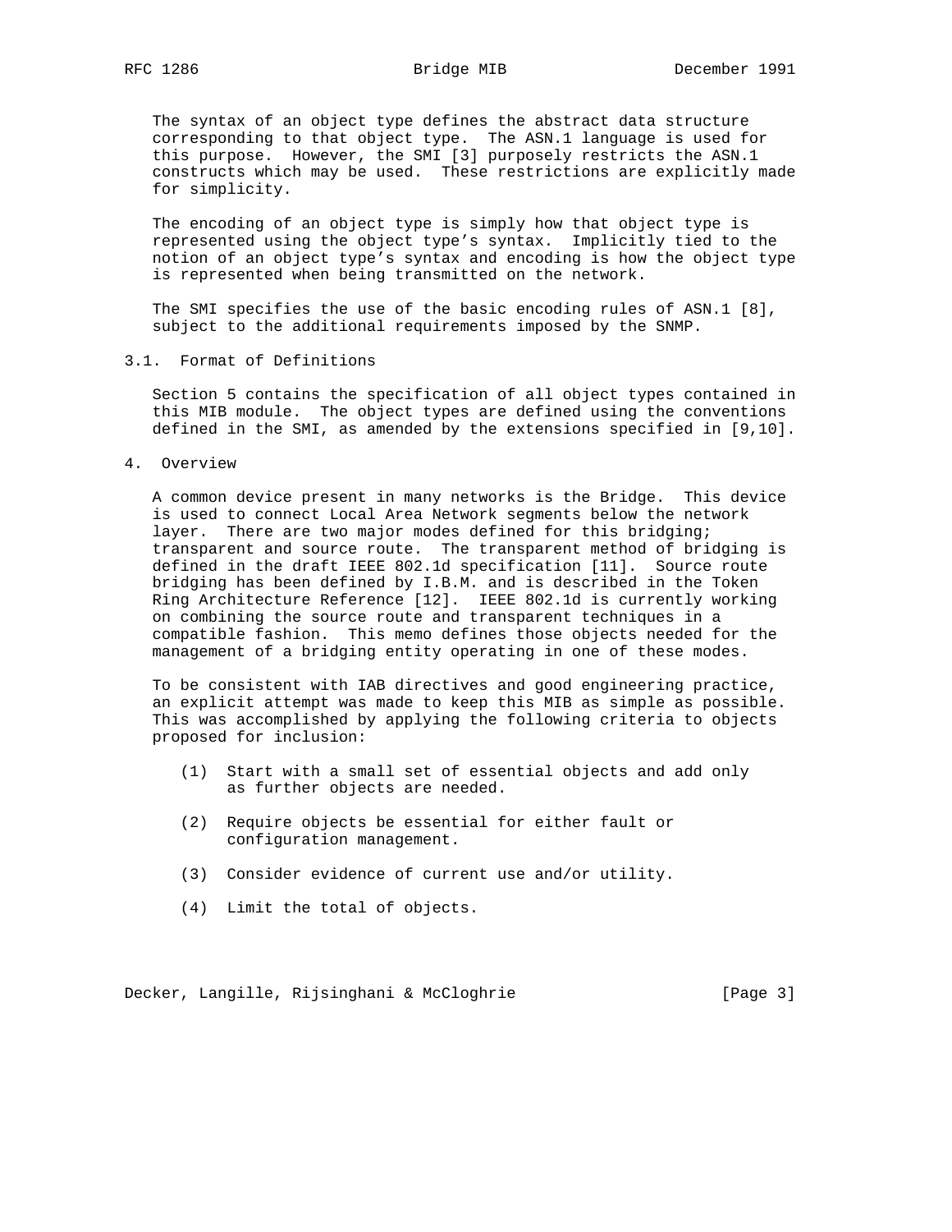The syntax of an object type defines the abstract data structure corresponding to that object type. The ASN.1 language is used for this purpose. However, the SMI [3] purposely restricts the ASN.1 constructs which may be used. These restrictions are explicitly made for simplicity.

The encoding of an object type is simply how that object type is represented using the object type's syntax. Implicitly tied to the notion of an object type's syntax and encoding is how the object type is represented when being transmitted on the network.

The SMI specifies the use of the basic encoding rules of ASN.1 [8], subject to the additional requirements imposed by the SNMP.

### 3.1. Format of Definitions

Section 5 contains the specification of all object types contained in this MIB module. The object types are defined using the conventions defined in the SMI, as amended by the extensions specified in [9,10].

## 4. Overview

A common device present in many networks is the Bridge. This device is used to connect Local Area Network segments below the network layer. There are two major modes defined for this bridging; transparent and source route. The transparent method of bridging is defined in the draft IEEE 802.1d specification [11]. Source route bridging has been defined by I.B.M. and is described in the Token Ring Architecture Reference [12]. IEEE 802.1d is currently working on combining the source route and transparent techniques in a compatible fashion. This memo defines those objects needed for the management of a bridging entity operating in one of these modes.

To be consistent with IAB directives and good engineering practice, an explicit attempt was made to keep this MIB as simple as possible. This was accomplished by applying the following criteria to objects proposed for inclusion:

(1) Start with a small set of essential objects and add only as further objects are needed.

(2) Require objects be essential for either fault or configuration management.

(3) Consider evidence of current use and/or utility.

(4) Limit the total of objects.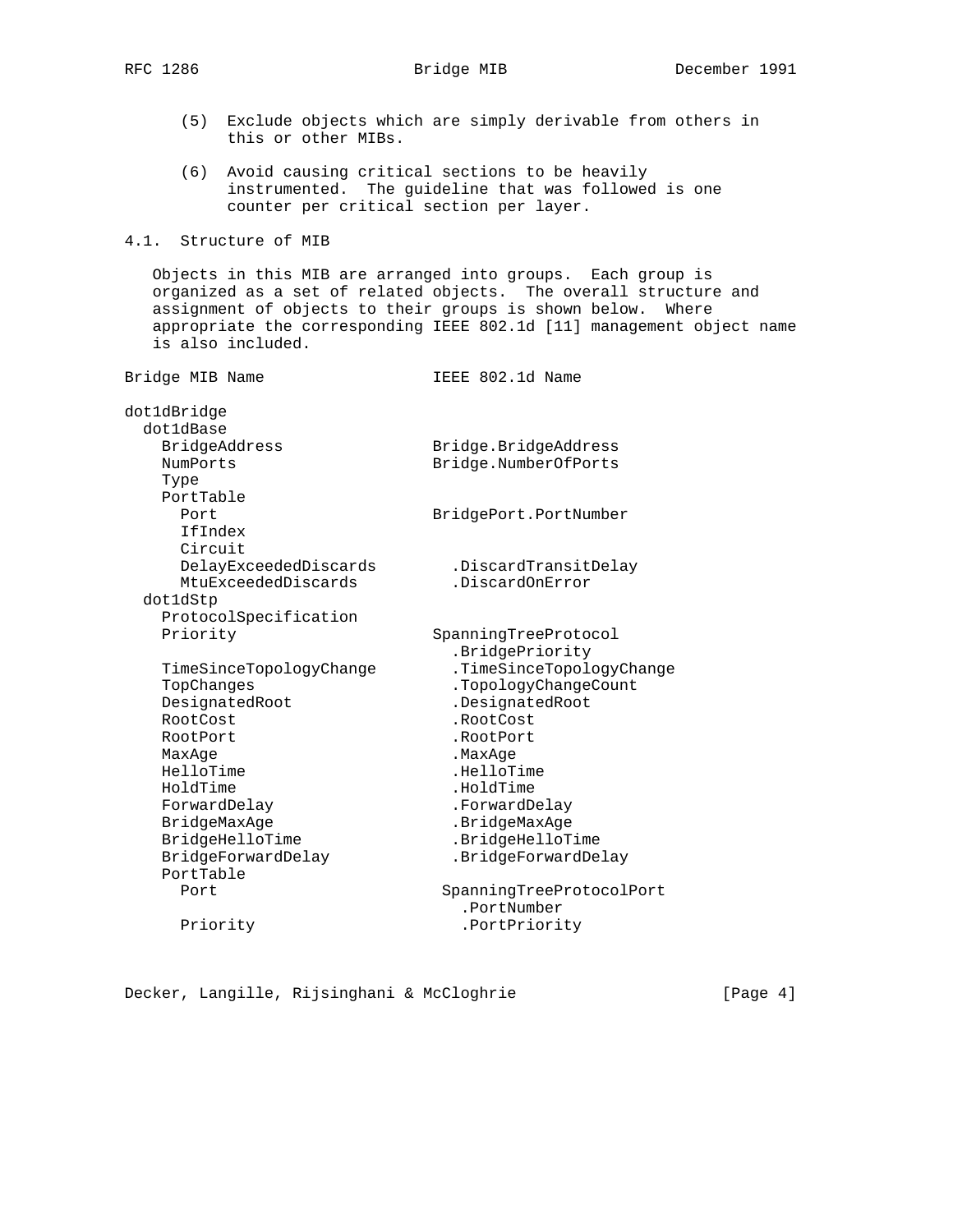(5) Exclude objects which are simply derivable from others in this or other MIBs.

(6) Avoid causing critical sections to be heavily instrumented. The guideline that was followed is one counter per critical section per layer.

## 4.1. Structure of MIB

Objects in this MIB are arranged into groups. Each group is organized as a set of related objects. The overall structure and assignment of objects to their groups is shown below. Where appropriate the corresponding IEEE 802.1d [11] management object name is also included.

```
Bridge MIB Name                 IEEE 802.1d Name

dot1dBridge
  dot1dBase
    BridgeAddress               Bridge.BridgeAddress
    NumPorts                    Bridge.NumberOfPorts
    Type
    PortTable
      Port                      BridgePort.PortNumber
      IfIndex
      Circuit
      DelayExceededDiscards       .DiscardTransitDelay
      MtuExceededDiscards         .DiscardOnError
  dot1dStp
    ProtocolSpecification
    Priority                    SpanningTreeProtocol
                                  .BridgePriority
    TimeSinceTopologyChange       .TimeSinceTopologyChange
    TopChanges                    .TopologyChangeCount
    DesignatedRoot                .DesignatedRoot
    RootCost                      .RootCost
    RootPort                      .RootPort
    MaxAge                        .MaxAge
    HelloTime                     .HelloTime
    HoldTime                      .HoldTime
    ForwardDelay                  .ForwardDelay
    BridgeMaxAge                  .BridgeMaxAge
    BridgeHelloTime               .BridgeHelloTime
    BridgeForwardDelay            .BridgeForwardDelay
    PortTable
      Port                       SpanningTreeProtocolPort
                                   .PortNumber
      Priority                     .PortPriority
```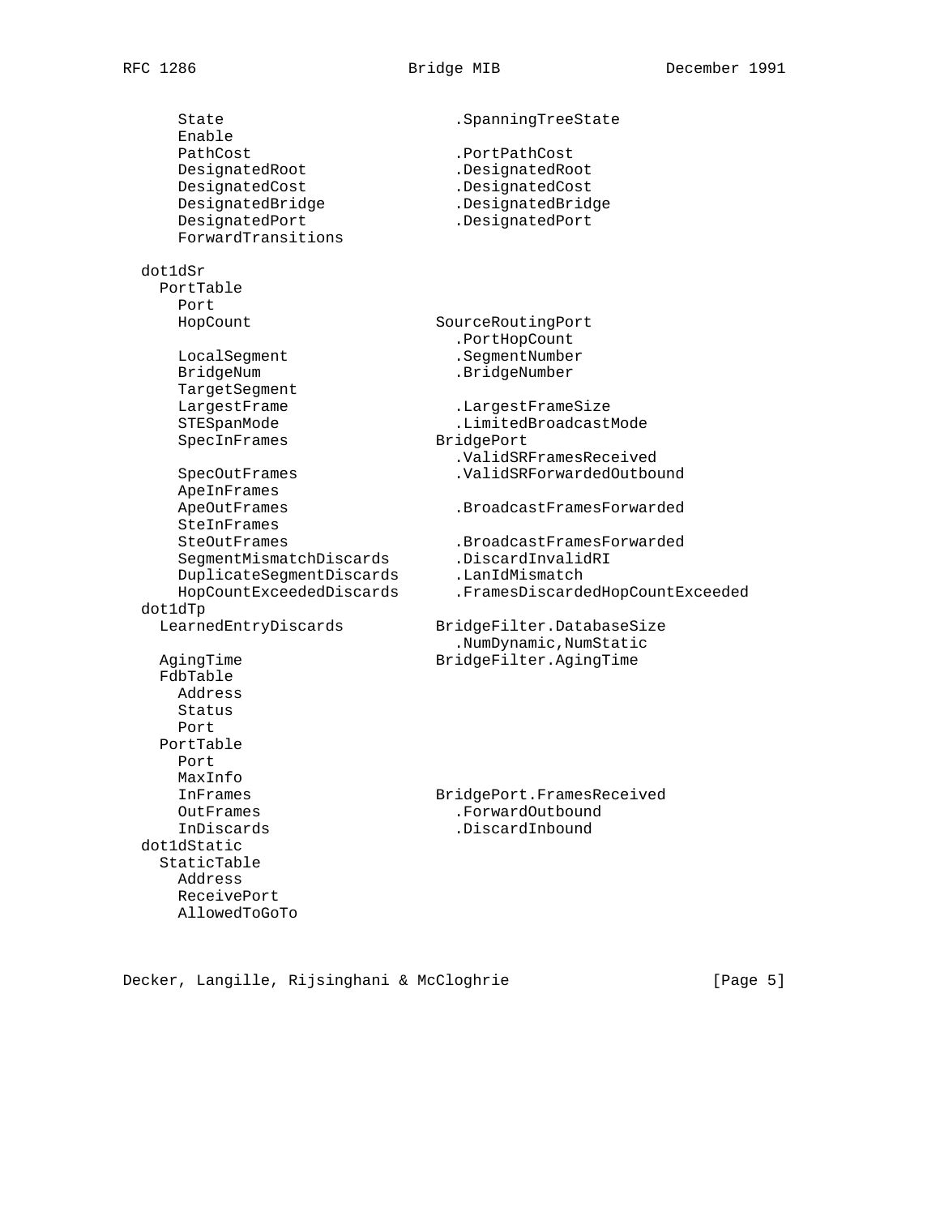```
      State                      .SpanningTreeState
      Enable
      PathCost                   .PortPathCost
      DesignatedRoot             .DesignatedRoot
      DesignatedCost             .DesignatedCost
      DesignatedBridge           .DesignatedBridge
      DesignatedPort             .DesignatedPort
      ForwardTransitions

  dot1dSr
    PortTable
      Port
      HopCount                 SourceRoutingPort
                                 .PortHopCount
      LocalSegment               .SegmentNumber
      BridgeNum                  .BridgeNumber
      TargetSegment
      LargestFrame               .LargestFrameSize
      STESpanMode                .LimitedBroadcastMode
      SpecInFrames             BridgePort
                                 .ValidSRFramesReceived
      SpecOutFrames              .ValidSRForwardedOutbound
      ApeInFrames
      ApeOutFrames               .BroadcastFramesForwarded
      SteInFrames
      SteOutFrames               .BroadcastFramesForwarded
      SegmentMismatchDiscards    .DiscardInvalidRI
      DuplicateSegmentDiscards   .LanIdMismatch
      HopCountExceededDiscards   .FramesDiscardedHopCountExceeded
  dot1dTp
    LearnedEntryDiscards       BridgeFilter.DatabaseSize
                                 .NumDynamic,NumStatic
    AgingTime                  BridgeFilter.AgingTime
    FdbTable
      Address
      Status
      Port
    PortTable
      Port
      MaxInfo
      InFrames                 BridgePort.FramesReceived
      OutFrames                  .ForwardOutbound
      InDiscards                 .DiscardInbound
  dot1dStatic
    StaticTable
      Address
      ReceivePort
      AllowedToGoTo
```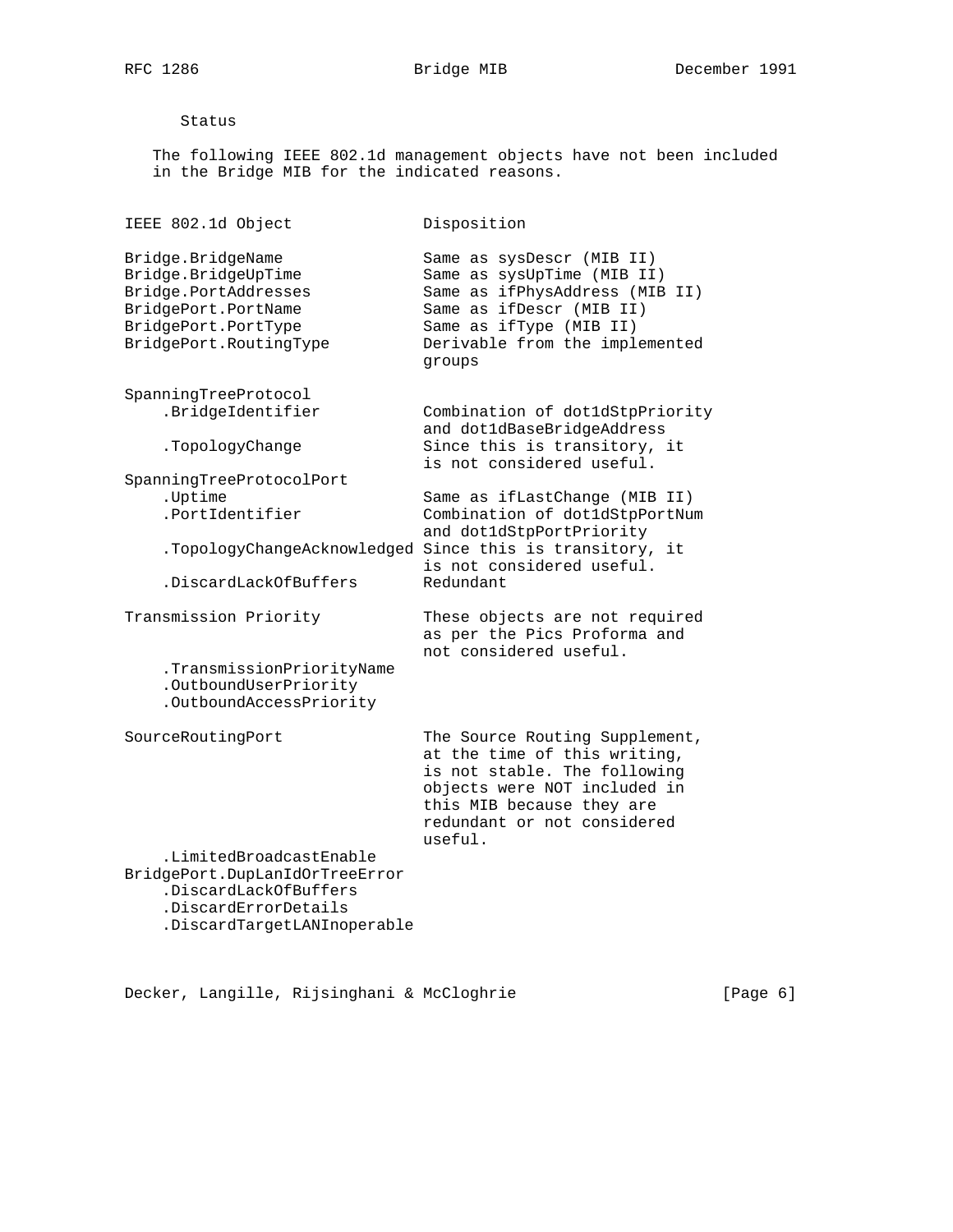### Status

The following IEEE 802.1d management objects have not been included in the Bridge MIB for the indicated reasons.

| IEEE 802.1d Object | Disposition |
| --- | --- |
| Bridge.BridgeName | Same as sysDescr (MIB II) |
| Bridge.BridgeUpTime | Same as sysUpTime (MIB II) |
| Bridge.PortAddresses | Same as ifPhysAddress (MIB II) |
| BridgePort.PortName | Same as ifDescr (MIB II) |
| BridgePort.PortType | Same as ifType (MIB II) |
| BridgePort.RoutingType | Derivable from the implemented groups |
| SpanningTreeProtocol | |
| .BridgeIdentifier | Combination of dot1dStpPriority and dot1dBaseBridgeAddress |
| .TopologyChange | Since this is transitory, it is not considered useful. |
| SpanningTreeProtocolPort | |
| .Uptime | Same as ifLastChange (MIB II) |
| .PortIdentifier | Combination of dot1dStpPortNum and dot1dStpPortPriority |
| .TopologyChangeAcknowledged | Since this is transitory, it is not considered useful. |
| .DiscardLackOfBuffers | Redundant |
| Transmission Priority | These objects are not required as per the Pics Proforma and not considered useful. |
| .TransmissionPriorityName | |
| .OutboundUserPriority | |
| .OutboundAccessPriority | |
| SourceRoutingPort | The Source Routing Supplement, at the time of this writing, is not stable. The following objects were NOT included in this MIB because they are redundant or not considered useful. |
| .LimitedBroadcastEnable | |
| BridgePort.DupLanIdOrTreeError | |
| .DiscardLackOfBuffers | |
| .DiscardErrorDetails | |
| .DiscardTargetLANInoperable | |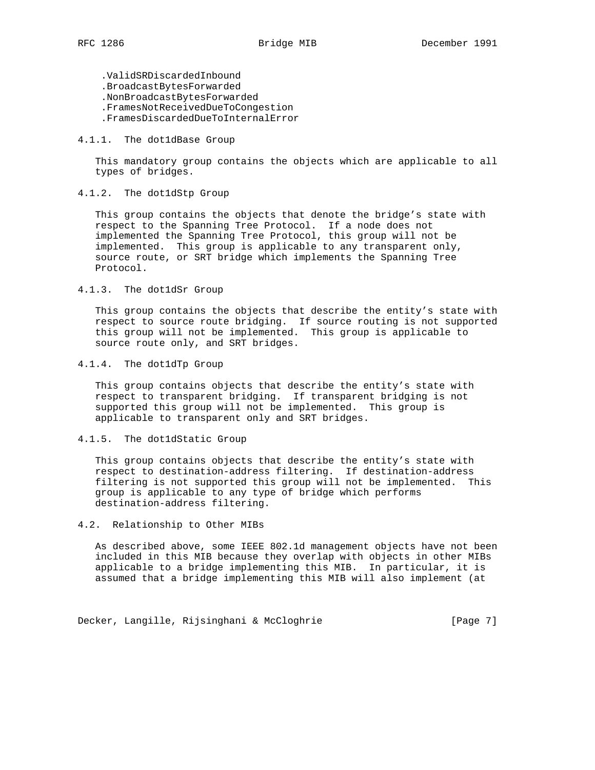.ValidSRDiscardedInbound
.BroadcastBytesForwarded
.NonBroadcastBytesForwarded
.FramesNotReceivedDueToCongestion
.FramesDiscardedDueToInternalError

### 4.1.1. The dot1dBase Group

This mandatory group contains the objects which are applicable to all types of bridges.

### 4.1.2. The dot1dStp Group

This group contains the objects that denote the bridge's state with respect to the Spanning Tree Protocol. If a node does not implemented the Spanning Tree Protocol, this group will not be implemented. This group is applicable to any transparent only, source route, or SRT bridge which implements the Spanning Tree Protocol.

### 4.1.3. The dot1dSr Group

This group contains the objects that describe the entity's state with respect to source route bridging. If source routing is not supported this group will not be implemented. This group is applicable to source route only, and SRT bridges.

### 4.1.4. The dot1dTp Group

This group contains objects that describe the entity's state with respect to transparent bridging. If transparent bridging is not supported this group will not be implemented. This group is applicable to transparent only and SRT bridges.

### 4.1.5. The dot1dStatic Group

This group contains objects that describe the entity's state with respect to destination-address filtering. If destination-address filtering is not supported this group will not be implemented. This group is applicable to any type of bridge which performs destination-address filtering.

## 4.2. Relationship to Other MIBs

As described above, some IEEE 802.1d management objects have not been included in this MIB because they overlap with objects in other MIBs applicable to a bridge implementing this MIB. In particular, it is assumed that a bridge implementing this MIB will also implement (at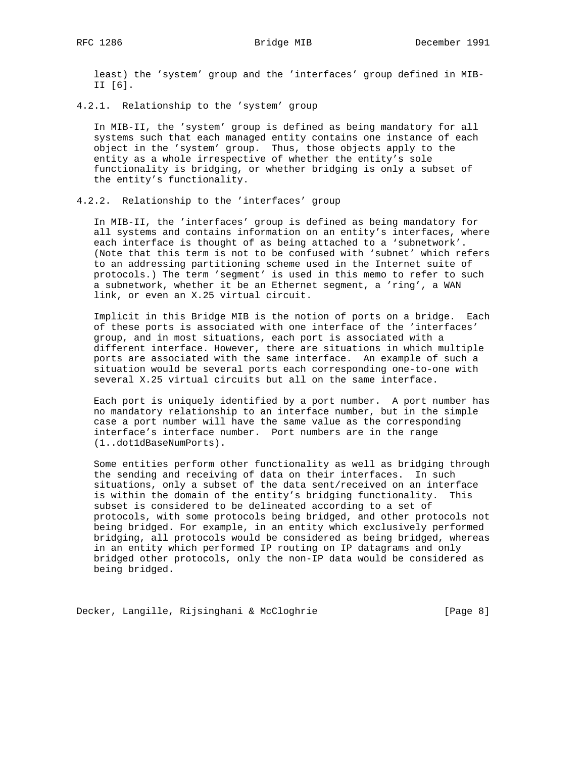least) the 'system' group and the 'interfaces' group defined in MIB-II [6].

#### 4.2.1. Relationship to the 'system' group

In MIB-II, the 'system' group is defined as being mandatory for all systems such that each managed entity contains one instance of each object in the 'system' group. Thus, those objects apply to the entity as a whole irrespective of whether the entity's sole functionality is bridging, or whether bridging is only a subset of the entity's functionality.

#### 4.2.2. Relationship to the 'interfaces' group

In MIB-II, the 'interfaces' group is defined as being mandatory for all systems and contains information on an entity's interfaces, where each interface is thought of as being attached to a 'subnetwork'. (Note that this term is not to be confused with 'subnet' which refers to an addressing partitioning scheme used in the Internet suite of protocols.) The term 'segment' is used in this memo to refer to such a subnetwork, whether it be an Ethernet segment, a 'ring', a WAN link, or even an X.25 virtual circuit.

Implicit in this Bridge MIB is the notion of ports on a bridge. Each of these ports is associated with one interface of the 'interfaces' group, and in most situations, each port is associated with a different interface. However, there are situations in which multiple ports are associated with the same interface. An example of such a situation would be several ports each corresponding one-to-one with several X.25 virtual circuits but all on the same interface.

Each port is uniquely identified by a port number. A port number has no mandatory relationship to an interface number, but in the simple case a port number will have the same value as the corresponding interface's interface number. Port numbers are in the range (1..dot1dBaseNumPorts).

Some entities perform other functionality as well as bridging through the sending and receiving of data on their interfaces. In such situations, only a subset of the data sent/received on an interface is within the domain of the entity's bridging functionality. This subset is considered to be delineated according to a set of protocols, with some protocols being bridged, and other protocols not being bridged. For example, in an entity which exclusively performed bridging, all protocols would be considered as being bridged, whereas in an entity which performed IP routing on IP datagrams and only bridged other protocols, only the non-IP data would be considered as being bridged.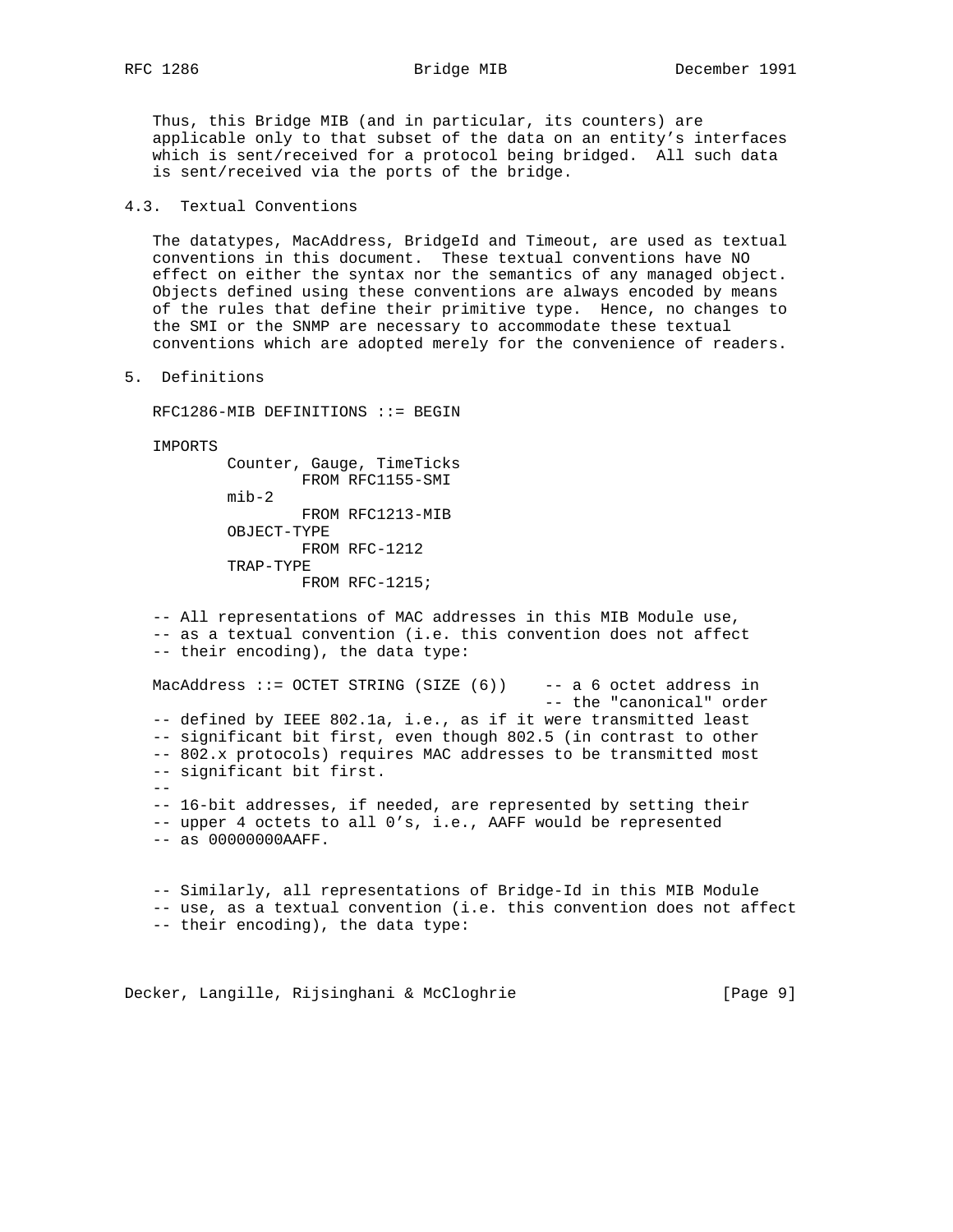Thus, this Bridge MIB (and in particular, its counters) are applicable only to that subset of the data on an entity's interfaces which is sent/received for a protocol being bridged. All such data is sent/received via the ports of the bridge.

## 4.3. Textual Conventions

The datatypes, MacAddress, BridgeId and Timeout, are used as textual conventions in this document. These textual conventions have NO effect on either the syntax nor the semantics of any managed object. Objects defined using these conventions are always encoded by means of the rules that define their primitive type. Hence, no changes to the SMI or the SNMP are necessary to accommodate these textual conventions which are adopted merely for the convenience of readers.

# 5. Definitions

```
RFC1286-MIB DEFINITIONS ::= BEGIN

IMPORTS
        Counter, Gauge, TimeTicks
                FROM RFC1155-SMI
        mib-2
                FROM RFC1213-MIB
        OBJECT-TYPE
                FROM RFC-1212
        TRAP-TYPE
                FROM RFC-1215;

-- All representations of MAC addresses in this MIB Module use,
-- as a textual convention (i.e. this convention does not affect
-- their encoding), the data type:

MacAddress ::= OCTET STRING (SIZE (6))    -- a 6 octet address in
                                          -- the "canonical" order
-- defined by IEEE 802.1a, i.e., as if it were transmitted least
-- significant bit first, even though 802.5 (in contrast to other
-- 802.x protocols) requires MAC addresses to be transmitted most
-- significant bit first.
--
-- 16-bit addresses, if needed, are represented by setting their
-- upper 4 octets to all 0's, i.e., AAFF would be represented
-- as 00000000AAFF.


-- Similarly, all representations of Bridge-Id in this MIB Module
-- use, as a textual convention (i.e. this convention does not affect
-- their encoding), the data type:
```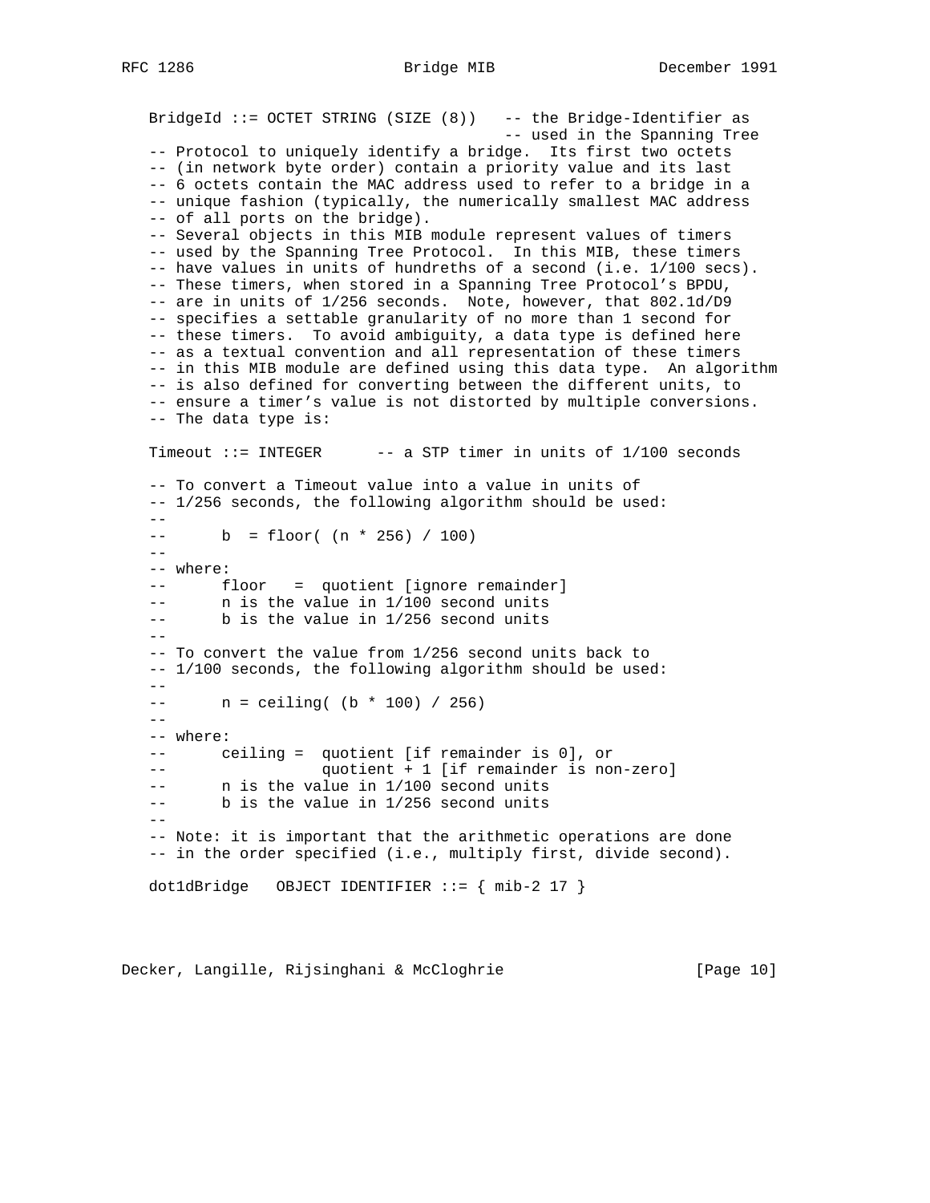```
   BridgeId ::= OCTET STRING (SIZE (8))   -- the Bridge-Identifier as
                                          -- used in the Spanning Tree
   -- Protocol to uniquely identify a bridge.  Its first two octets
   -- (in network byte order) contain a priority value and its last
   -- 6 octets contain the MAC address used to refer to a bridge in a
   -- unique fashion (typically, the numerically smallest MAC address
   -- of all ports on the bridge).
   -- Several objects in this MIB module represent values of timers
   -- used by the Spanning Tree Protocol.  In this MIB, these timers
   -- have values in units of hundreths of a second (i.e. 1/100 secs).
   -- These timers, when stored in a Spanning Tree Protocol's BPDU,
   -- are in units of 1/256 seconds.  Note, however, that 802.1d/D9
   -- specifies a settable granularity of no more than 1 second for
   -- these timers.  To avoid ambiguity, a data type is defined here
   -- as a textual convention and all representation of these timers
   -- in this MIB module are defined using this data type.  An algorithm
   -- is also defined for converting between the different units, to
   -- ensure a timer's value is not distorted by multiple conversions.
   -- The data type is:

   Timeout ::= INTEGER      -- a STP timer in units of 1/100 seconds

   -- To convert a Timeout value into a value in units of
   -- 1/256 seconds, the following algorithm should be used:
   --
   --      b  = floor( (n * 256) / 100)
   --
   -- where:
   --      floor   =  quotient [ignore remainder]
   --      n is the value in 1/100 second units
   --      b is the value in 1/256 second units
   --
   -- To convert the value from 1/256 second units back to
   -- 1/100 seconds, the following algorithm should be used:
   --
   --      n = ceiling( (b * 100) / 256)
   --
   -- where:
   --      ceiling =  quotient [if remainder is 0], or
   --                 quotient + 1 [if remainder is non-zero]
   --      n is the value in 1/100 second units
   --      b is the value in 1/256 second units
   --
   -- Note: it is important that the arithmetic operations are done
   -- in the order specified (i.e., multiply first, divide second).

   dot1dBridge   OBJECT IDENTIFIER ::= { mib-2 17 }
```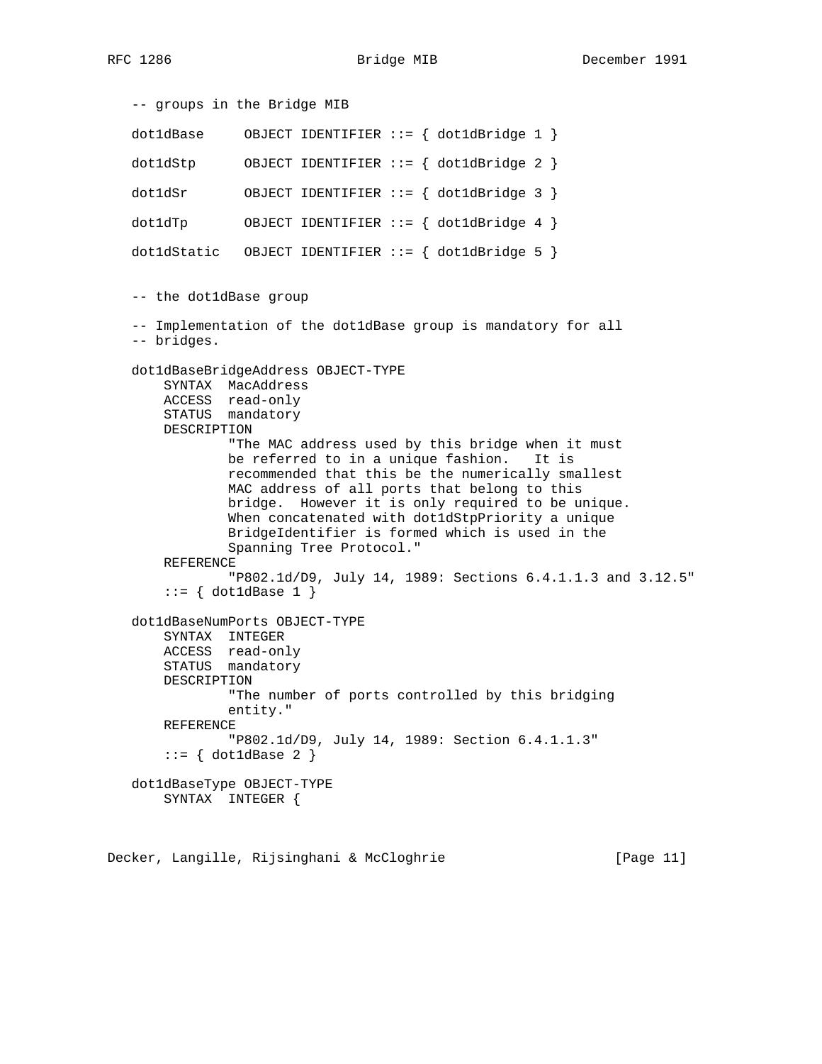```
-- groups in the Bridge MIB

dot1dBase     OBJECT IDENTIFIER ::= { dot1dBridge 1 }

dot1dStp      OBJECT IDENTIFIER ::= { dot1dBridge 2 }

dot1dSr       OBJECT IDENTIFIER ::= { dot1dBridge 3 }

dot1dTp       OBJECT IDENTIFIER ::= { dot1dBridge 4 }

dot1dStatic   OBJECT IDENTIFIER ::= { dot1dBridge 5 }


-- the dot1dBase group

-- Implementation of the dot1dBase group is mandatory for all
-- bridges.

dot1dBaseBridgeAddress OBJECT-TYPE
    SYNTAX  MacAddress
    ACCESS  read-only
    STATUS  mandatory
    DESCRIPTION
            "The MAC address used by this bridge when it must
            be referred to in a unique fashion.   It is
            recommended that this be the numerically smallest
            MAC address of all ports that belong to this
            bridge.  However it is only required to be unique.
            When concatenated with dot1dStpPriority a unique
            BridgeIdentifier is formed which is used in the
            Spanning Tree Protocol."
    REFERENCE
            "P802.1d/D9, July 14, 1989: Sections 6.4.1.1.3 and 3.12.5"
    ::= { dot1dBase 1 }

dot1dBaseNumPorts OBJECT-TYPE
    SYNTAX  INTEGER
    ACCESS  read-only
    STATUS  mandatory
    DESCRIPTION
            "The number of ports controlled by this bridging
            entity."
    REFERENCE
            "P802.1d/D9, July 14, 1989: Section 6.4.1.1.3"
    ::= { dot1dBase 2 }

dot1dBaseType OBJECT-TYPE
    SYNTAX  INTEGER {
```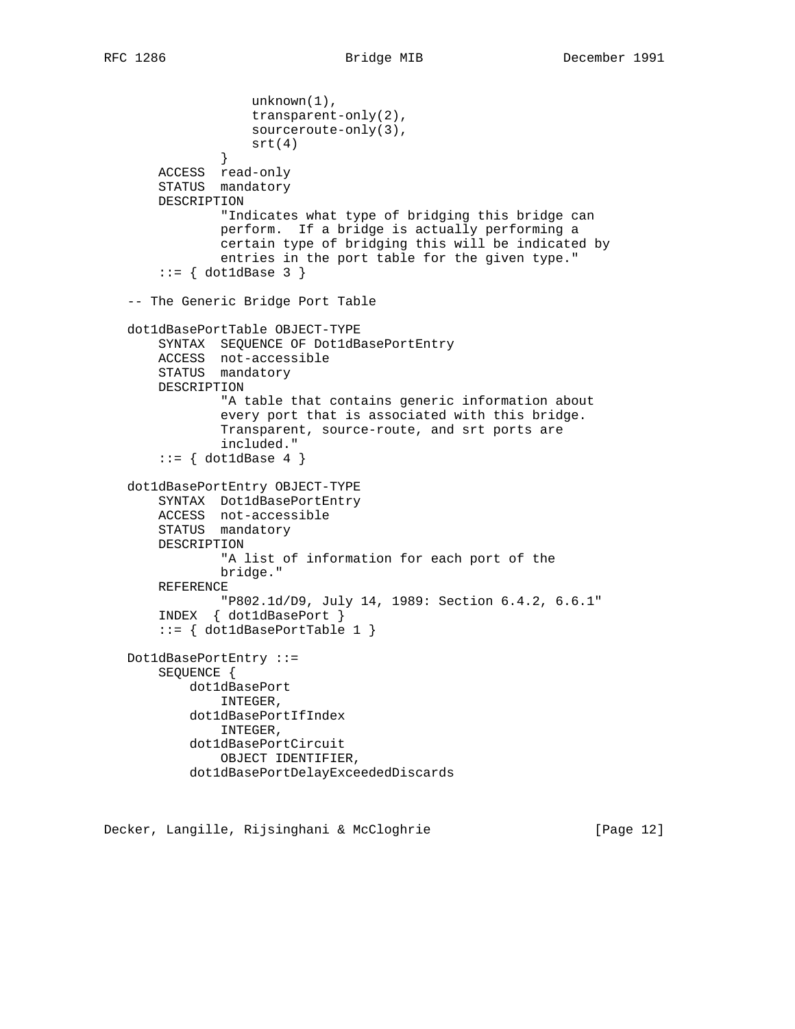```
                   unknown(1),
                   transparent-only(2),
                   sourceroute-only(3),
                   srt(4)
               }
       ACCESS  read-only
       STATUS  mandatory
       DESCRIPTION
               "Indicates what type of bridging this bridge can
               perform.  If a bridge is actually performing a
               certain type of bridging this will be indicated by
               entries in the port table for the given type."
       ::= { dot1dBase 3 }

   -- The Generic Bridge Port Table

   dot1dBasePortTable OBJECT-TYPE
       SYNTAX  SEQUENCE OF Dot1dBasePortEntry
       ACCESS  not-accessible
       STATUS  mandatory
       DESCRIPTION
               "A table that contains generic information about
               every port that is associated with this bridge.
               Transparent, source-route, and srt ports are
               included."
       ::= { dot1dBase 4 }

   dot1dBasePortEntry OBJECT-TYPE
       SYNTAX  Dot1dBasePortEntry
       ACCESS  not-accessible
       STATUS  mandatory
       DESCRIPTION
               "A list of information for each port of the
               bridge."
       REFERENCE
               "P802.1d/D9, July 14, 1989: Section 6.4.2, 6.6.1"
       INDEX  { dot1dBasePort }
       ::= { dot1dBasePortTable 1 }

   Dot1dBasePortEntry ::=
       SEQUENCE {
           dot1dBasePort
               INTEGER,
           dot1dBasePortIfIndex
               INTEGER,
           dot1dBasePortCircuit
               OBJECT IDENTIFIER,
           dot1dBasePortDelayExceededDiscards
```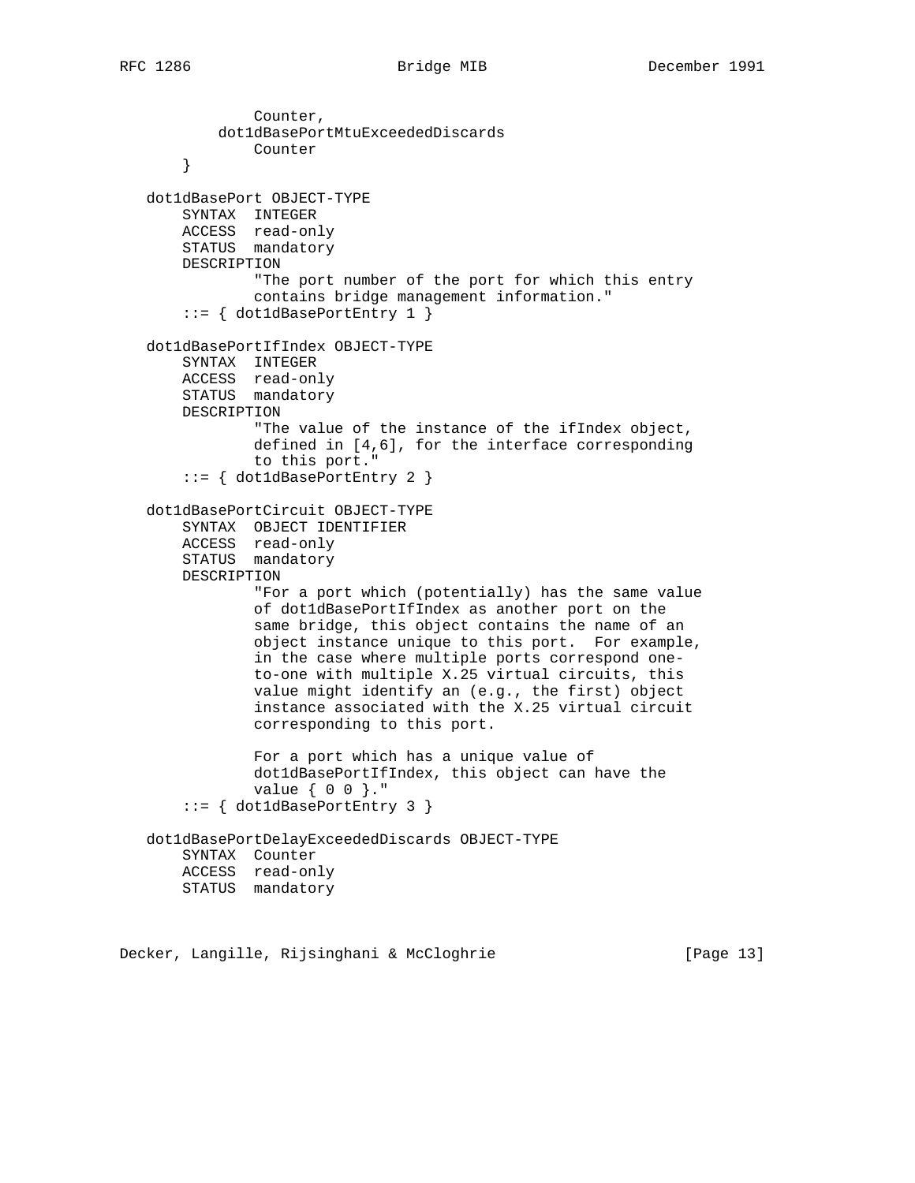```
               Counter,
           dot1dBasePortMtuExceededDiscards
               Counter
       }

   dot1dBasePort OBJECT-TYPE
       SYNTAX  INTEGER
       ACCESS  read-only
       STATUS  mandatory
       DESCRIPTION
               "The port number of the port for which this entry
               contains bridge management information."
       ::= { dot1dBasePortEntry 1 }

   dot1dBasePortIfIndex OBJECT-TYPE
       SYNTAX  INTEGER
       ACCESS  read-only
       STATUS  mandatory
       DESCRIPTION
               "The value of the instance of the ifIndex object,
               defined in [4,6], for the interface corresponding
               to this port."
       ::= { dot1dBasePortEntry 2 }

   dot1dBasePortCircuit OBJECT-TYPE
       SYNTAX  OBJECT IDENTIFIER
       ACCESS  read-only
       STATUS  mandatory
       DESCRIPTION
               "For a port which (potentially) has the same value
               of dot1dBasePortIfIndex as another port on the
               same bridge, this object contains the name of an
               object instance unique to this port.  For example,
               in the case where multiple ports correspond one-
               to-one with multiple X.25 virtual circuits, this
               value might identify an (e.g., the first) object
               instance associated with the X.25 virtual circuit
               corresponding to this port.

               For a port which has a unique value of
               dot1dBasePortIfIndex, this object can have the
               value { 0 0 }."
       ::= { dot1dBasePortEntry 3 }

   dot1dBasePortDelayExceededDiscards OBJECT-TYPE
       SYNTAX  Counter
       ACCESS  read-only
       STATUS  mandatory
```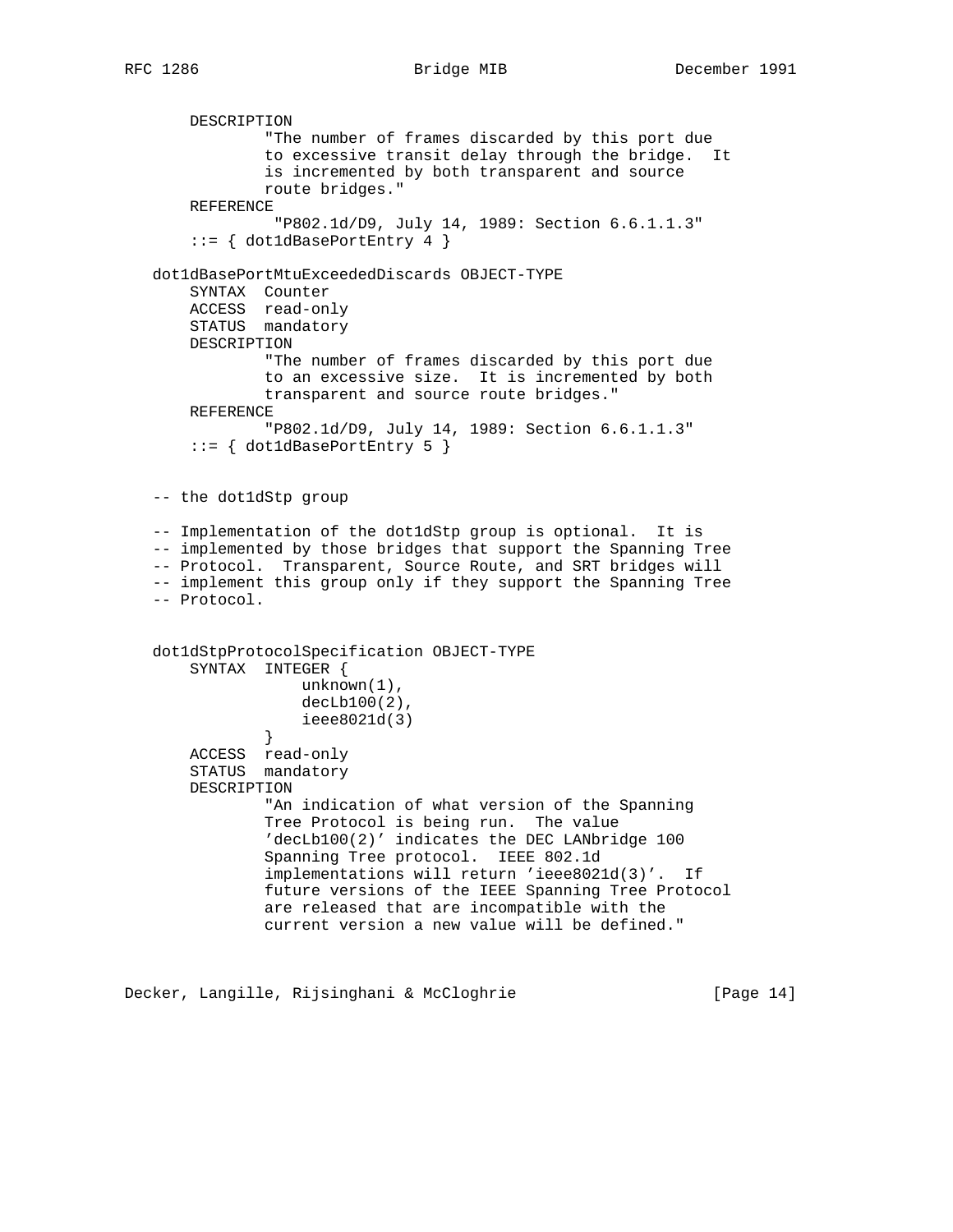```
        DESCRIPTION
                "The number of frames discarded by this port due
                to excessive transit delay through the bridge.  It
                is incremented by both transparent and source
                route bridges."
        REFERENCE
                 "P802.1d/D9, July 14, 1989: Section 6.6.1.1.3"
        ::= { dot1dBasePortEntry 4 }

    dot1dBasePortMtuExceededDiscards OBJECT-TYPE
        SYNTAX  Counter
        ACCESS  read-only
        STATUS  mandatory
        DESCRIPTION
                "The number of frames discarded by this port due
                to an excessive size.  It is incremented by both
                transparent and source route bridges."
        REFERENCE
                "P802.1d/D9, July 14, 1989: Section 6.6.1.1.3"
        ::= { dot1dBasePortEntry 5 }


    -- the dot1dStp group

    -- Implementation of the dot1dStp group is optional.  It is
    -- implemented by those bridges that support the Spanning Tree
    -- Protocol.  Transparent, Source Route, and SRT bridges will
    -- implement this group only if they support the Spanning Tree
    -- Protocol.


    dot1dStpProtocolSpecification OBJECT-TYPE
        SYNTAX  INTEGER {
                    unknown(1),
                    decLb100(2),
                    ieee8021d(3)
                }
        ACCESS  read-only
        STATUS  mandatory
        DESCRIPTION
                "An indication of what version of the Spanning
                Tree Protocol is being run.  The value
                'decLb100(2)' indicates the DEC LANbridge 100
                Spanning Tree protocol.  IEEE 802.1d
                implementations will return 'ieee8021d(3)'.  If
                future versions of the IEEE Spanning Tree Protocol
                are released that are incompatible with the
                current version a new value will be defined."
```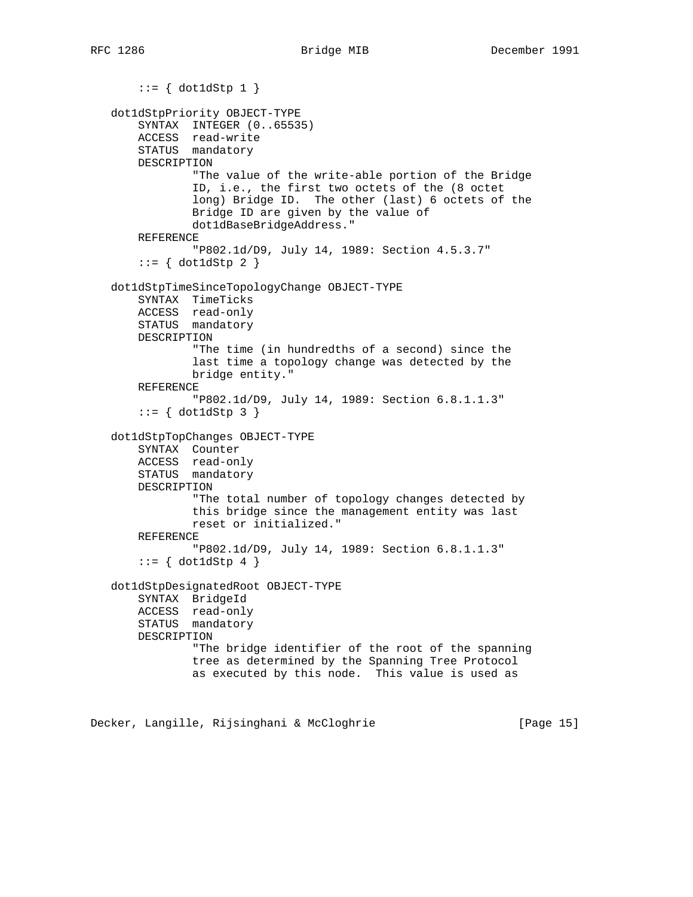```
       ::= { dot1dStp 1 }

   dot1dStpPriority OBJECT-TYPE
       SYNTAX  INTEGER (0..65535)
       ACCESS  read-write
       STATUS  mandatory
       DESCRIPTION
               "The value of the write-able portion of the Bridge
               ID, i.e., the first two octets of the (8 octet
               long) Bridge ID.  The other (last) 6 octets of the
               Bridge ID are given by the value of
               dot1dBaseBridgeAddress."
       REFERENCE
               "P802.1d/D9, July 14, 1989: Section 4.5.3.7"
       ::= { dot1dStp 2 }

   dot1dStpTimeSinceTopologyChange OBJECT-TYPE
       SYNTAX  TimeTicks
       ACCESS  read-only
       STATUS  mandatory
       DESCRIPTION
               "The time (in hundredths of a second) since the
               last time a topology change was detected by the
               bridge entity."
       REFERENCE
               "P802.1d/D9, July 14, 1989: Section 6.8.1.1.3"
       ::= { dot1dStp 3 }

   dot1dStpTopChanges OBJECT-TYPE
       SYNTAX  Counter
       ACCESS  read-only
       STATUS  mandatory
       DESCRIPTION
               "The total number of topology changes detected by
               this bridge since the management entity was last
               reset or initialized."
       REFERENCE
               "P802.1d/D9, July 14, 1989: Section 6.8.1.1.3"
       ::= { dot1dStp 4 }

   dot1dStpDesignatedRoot OBJECT-TYPE
       SYNTAX  BridgeId
       ACCESS  read-only
       STATUS  mandatory
       DESCRIPTION
               "The bridge identifier of the root of the spanning
               tree as determined by the Spanning Tree Protocol
               as executed by this node.  This value is used as
```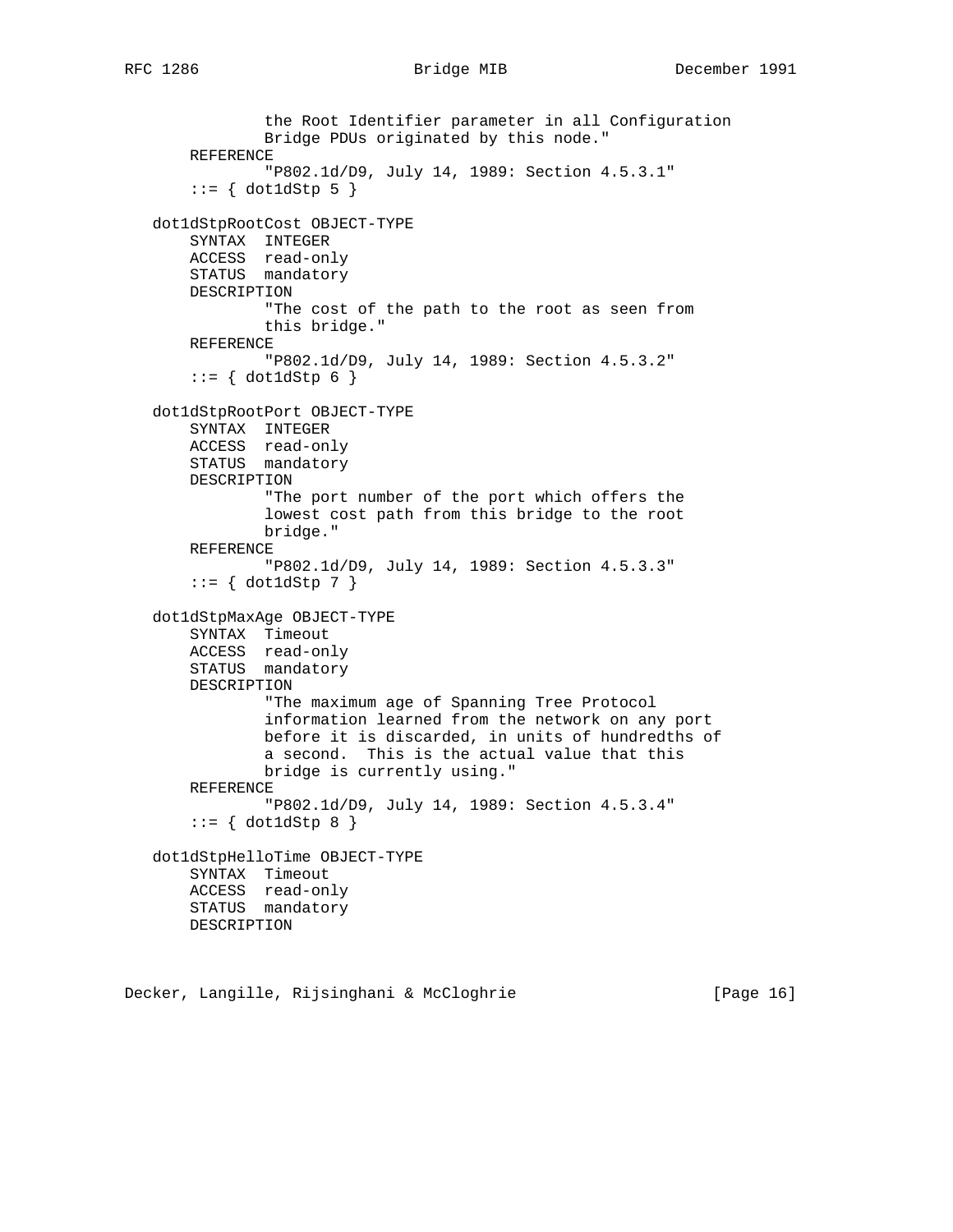```
              the Root Identifier parameter in all Configuration
              Bridge PDUs originated by this node."
      REFERENCE
              "P802.1d/D9, July 14, 1989: Section 4.5.3.1"
      ::= { dot1dStp 5 }

  dot1dStpRootCost OBJECT-TYPE
      SYNTAX  INTEGER
      ACCESS  read-only
      STATUS  mandatory
      DESCRIPTION
              "The cost of the path to the root as seen from
              this bridge."
      REFERENCE
              "P802.1d/D9, July 14, 1989: Section 4.5.3.2"
      ::= { dot1dStp 6 }

  dot1dStpRootPort OBJECT-TYPE
      SYNTAX  INTEGER
      ACCESS  read-only
      STATUS  mandatory
      DESCRIPTION
              "The port number of the port which offers the
              lowest cost path from this bridge to the root
              bridge."
      REFERENCE
              "P802.1d/D9, July 14, 1989: Section 4.5.3.3"
      ::= { dot1dStp 7 }

  dot1dStpMaxAge OBJECT-TYPE
      SYNTAX  Timeout
      ACCESS  read-only
      STATUS  mandatory
      DESCRIPTION
              "The maximum age of Spanning Tree Protocol
              information learned from the network on any port
              before it is discarded, in units of hundredths of
              a second.  This is the actual value that this
              bridge is currently using."
      REFERENCE
              "P802.1d/D9, July 14, 1989: Section 4.5.3.4"
      ::= { dot1dStp 8 }

  dot1dStpHelloTime OBJECT-TYPE
      SYNTAX  Timeout
      ACCESS  read-only
      STATUS  mandatory
      DESCRIPTION
```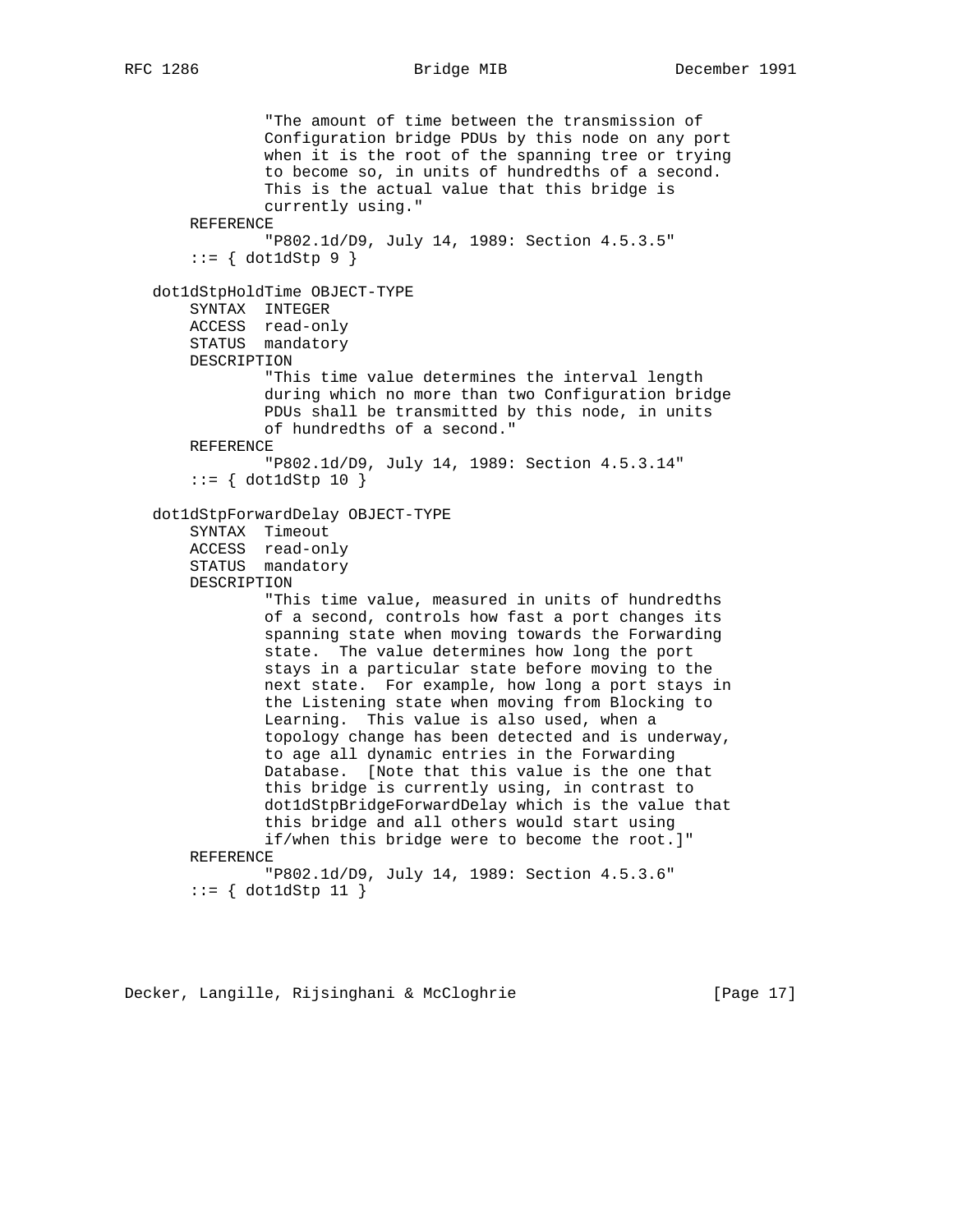```
            "The amount of time between the transmission of
            Configuration bridge PDUs by this node on any port
            when it is the root of the spanning tree or trying
            to become so, in units of hundredths of a second.
            This is the actual value that this bridge is
            currently using."
    REFERENCE
            "P802.1d/D9, July 14, 1989: Section 4.5.3.5"
    ::= { dot1dStp 9 }

dot1dStpHoldTime OBJECT-TYPE
    SYNTAX  INTEGER
    ACCESS  read-only
    STATUS  mandatory
    DESCRIPTION
            "This time value determines the interval length
            during which no more than two Configuration bridge
            PDUs shall be transmitted by this node, in units
            of hundredths of a second."
    REFERENCE
            "P802.1d/D9, July 14, 1989: Section 4.5.3.14"
    ::= { dot1dStp 10 }

dot1dStpForwardDelay OBJECT-TYPE
    SYNTAX  Timeout
    ACCESS  read-only
    STATUS  mandatory
    DESCRIPTION
            "This time value, measured in units of hundredths
            of a second, controls how fast a port changes its
            spanning state when moving towards the Forwarding
            state.  The value determines how long the port
            stays in a particular state before moving to the
            next state.  For example, how long a port stays in
            the Listening state when moving from Blocking to
            Learning.  This value is also used, when a
            topology change has been detected and is underway,
            to age all dynamic entries in the Forwarding
            Database.  [Note that this value is the one that
            this bridge is currently using, in contrast to
            dot1dStpBridgeForwardDelay which is the value that
            this bridge and all others would start using
            if/when this bridge were to become the root.]"
    REFERENCE
            "P802.1d/D9, July 14, 1989: Section 4.5.3.6"
    ::= { dot1dStp 11 }
```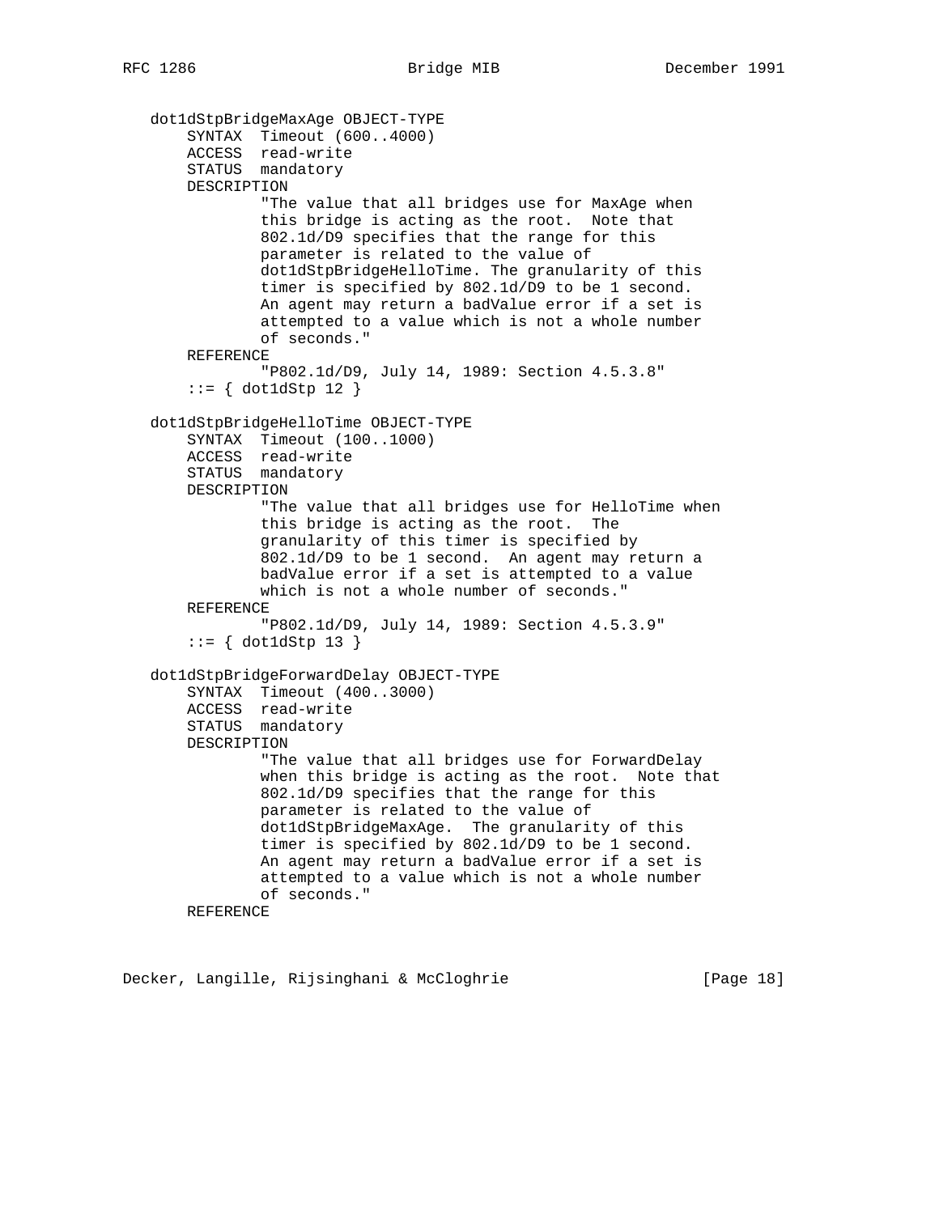```
   dot1dStpBridgeMaxAge OBJECT-TYPE
       SYNTAX  Timeout (600..4000)
       ACCESS  read-write
       STATUS  mandatory
       DESCRIPTION
               "The value that all bridges use for MaxAge when
               this bridge is acting as the root.  Note that
               802.1d/D9 specifies that the range for this
               parameter is related to the value of
               dot1dStpBridgeHelloTime. The granularity of this
               timer is specified by 802.1d/D9 to be 1 second.
               An agent may return a badValue error if a set is
               attempted to a value which is not a whole number
               of seconds."
       REFERENCE
               "P802.1d/D9, July 14, 1989: Section 4.5.3.8"
       ::= { dot1dStp 12 }

   dot1dStpBridgeHelloTime OBJECT-TYPE
       SYNTAX  Timeout (100..1000)
       ACCESS  read-write
       STATUS  mandatory
       DESCRIPTION
               "The value that all bridges use for HelloTime when
               this bridge is acting as the root.  The
               granularity of this timer is specified by
               802.1d/D9 to be 1 second.  An agent may return a
               badValue error if a set is attempted to a value
               which is not a whole number of seconds."
       REFERENCE
               "P802.1d/D9, July 14, 1989: Section 4.5.3.9"
       ::= { dot1dStp 13 }

   dot1dStpBridgeForwardDelay OBJECT-TYPE
       SYNTAX  Timeout (400..3000)
       ACCESS  read-write
       STATUS  mandatory
       DESCRIPTION
               "The value that all bridges use for ForwardDelay
               when this bridge is acting as the root.  Note that
               802.1d/D9 specifies that the range for this
               parameter is related to the value of
               dot1dStpBridgeMaxAge.  The granularity of this
               timer is specified by 802.1d/D9 to be 1 second.
               An agent may return a badValue error if a set is
               attempted to a value which is not a whole number
               of seconds."
       REFERENCE
```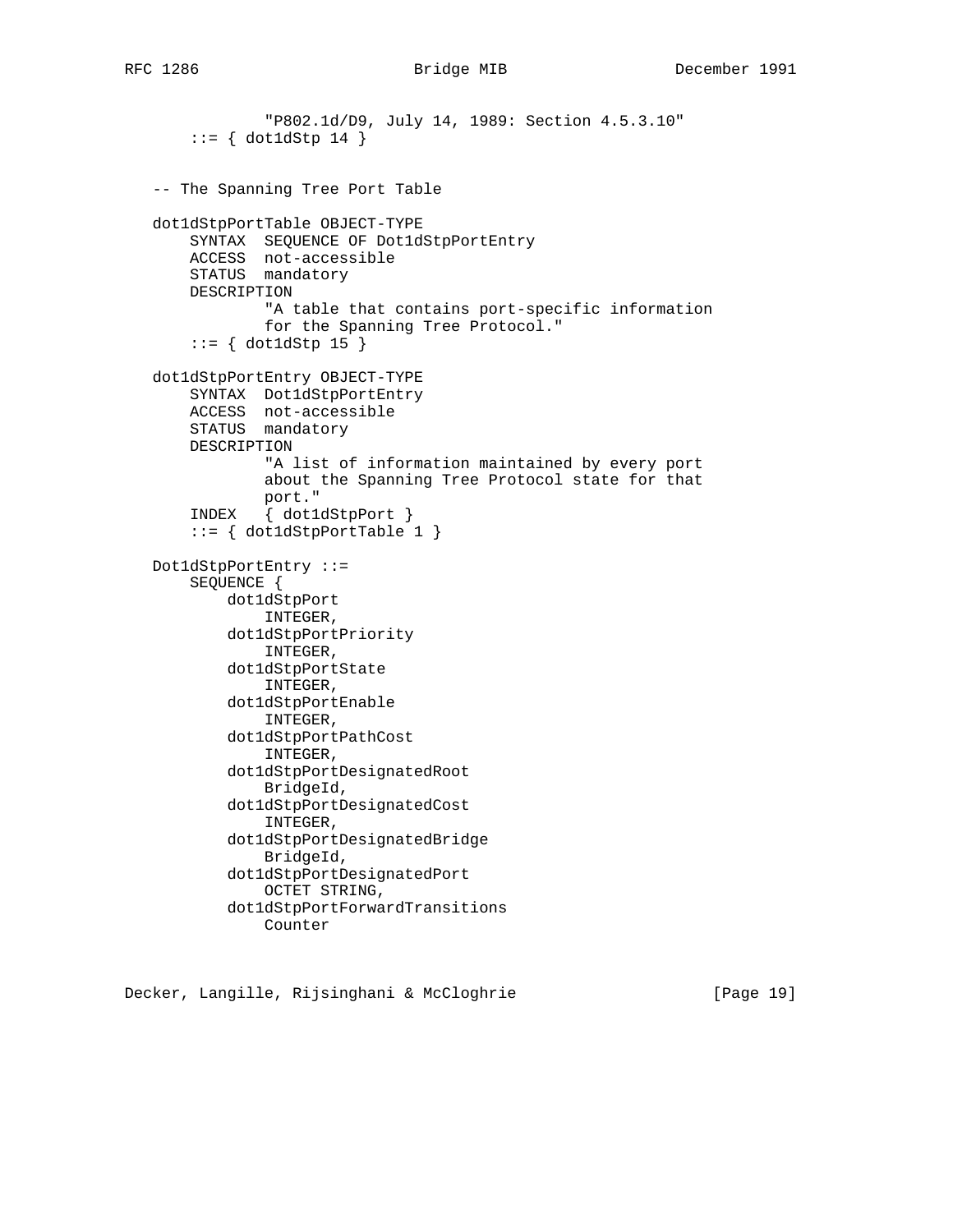```
              "P802.1d/D9, July 14, 1989: Section 4.5.3.10"
      ::= { dot1dStp 14 }


  -- The Spanning Tree Port Table

  dot1dStpPortTable OBJECT-TYPE
      SYNTAX  SEQUENCE OF Dot1dStpPortEntry
      ACCESS  not-accessible
      STATUS  mandatory
      DESCRIPTION
              "A table that contains port-specific information
              for the Spanning Tree Protocol."
      ::= { dot1dStp 15 }

  dot1dStpPortEntry OBJECT-TYPE
      SYNTAX  Dot1dStpPortEntry
      ACCESS  not-accessible
      STATUS  mandatory
      DESCRIPTION
              "A list of information maintained by every port
              about the Spanning Tree Protocol state for that
              port."
      INDEX   { dot1dStpPort }
      ::= { dot1dStpPortTable 1 }

  Dot1dStpPortEntry ::=
      SEQUENCE {
          dot1dStpPort
              INTEGER,
          dot1dStpPortPriority
              INTEGER,
          dot1dStpPortState
              INTEGER,
          dot1dStpPortEnable
              INTEGER,
          dot1dStpPortPathCost
              INTEGER,
          dot1dStpPortDesignatedRoot
              BridgeId,
          dot1dStpPortDesignatedCost
              INTEGER,
          dot1dStpPortDesignatedBridge
              BridgeId,
          dot1dStpPortDesignatedPort
              OCTET STRING,
          dot1dStpPortForwardTransitions
              Counter
```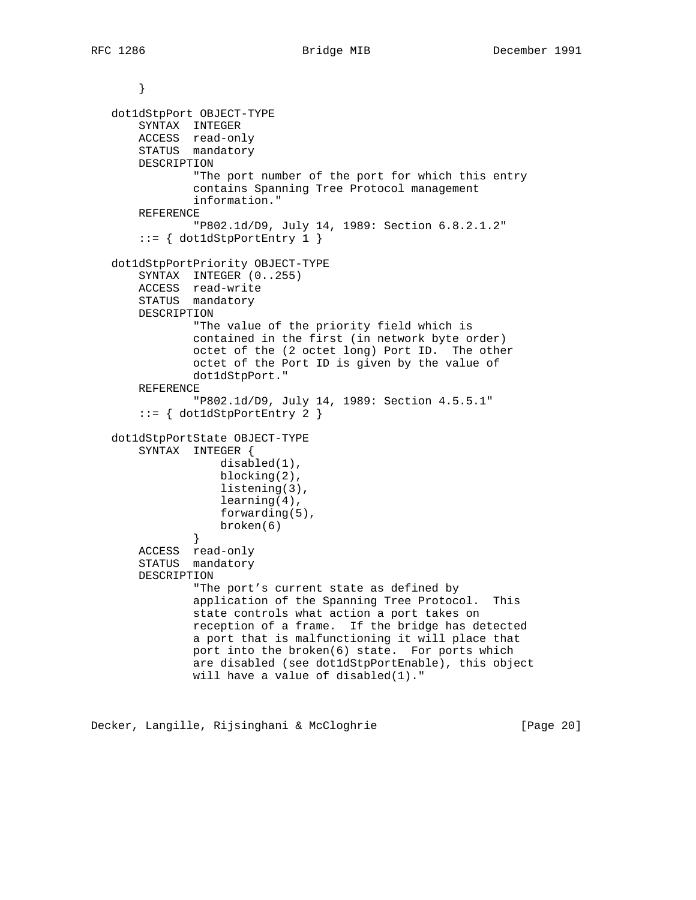```
       }

   dot1dStpPort OBJECT-TYPE
       SYNTAX  INTEGER
       ACCESS  read-only
       STATUS  mandatory
       DESCRIPTION
               "The port number of the port for which this entry
               contains Spanning Tree Protocol management
               information."
       REFERENCE
               "P802.1d/D9, July 14, 1989: Section 6.8.2.1.2"
       ::= { dot1dStpPortEntry 1 }

   dot1dStpPortPriority OBJECT-TYPE
       SYNTAX  INTEGER (0..255)
       ACCESS  read-write
       STATUS  mandatory
       DESCRIPTION
               "The value of the priority field which is
               contained in the first (in network byte order)
               octet of the (2 octet long) Port ID.  The other
               octet of the Port ID is given by the value of
               dot1dStpPort."
       REFERENCE
               "P802.1d/D9, July 14, 1989: Section 4.5.5.1"
       ::= { dot1dStpPortEntry 2 }

   dot1dStpPortState OBJECT-TYPE
       SYNTAX  INTEGER {
                   disabled(1),
                   blocking(2),
                   listening(3),
                   learning(4),
                   forwarding(5),
                   broken(6)
               }
       ACCESS  read-only
       STATUS  mandatory
       DESCRIPTION
               "The port's current state as defined by
               application of the Spanning Tree Protocol.  This
               state controls what action a port takes on
               reception of a frame.  If the bridge has detected
               a port that is malfunctioning it will place that
               port into the broken(6) state.  For ports which
               are disabled (see dot1dStpPortEnable), this object
               will have a value of disabled(1)."
```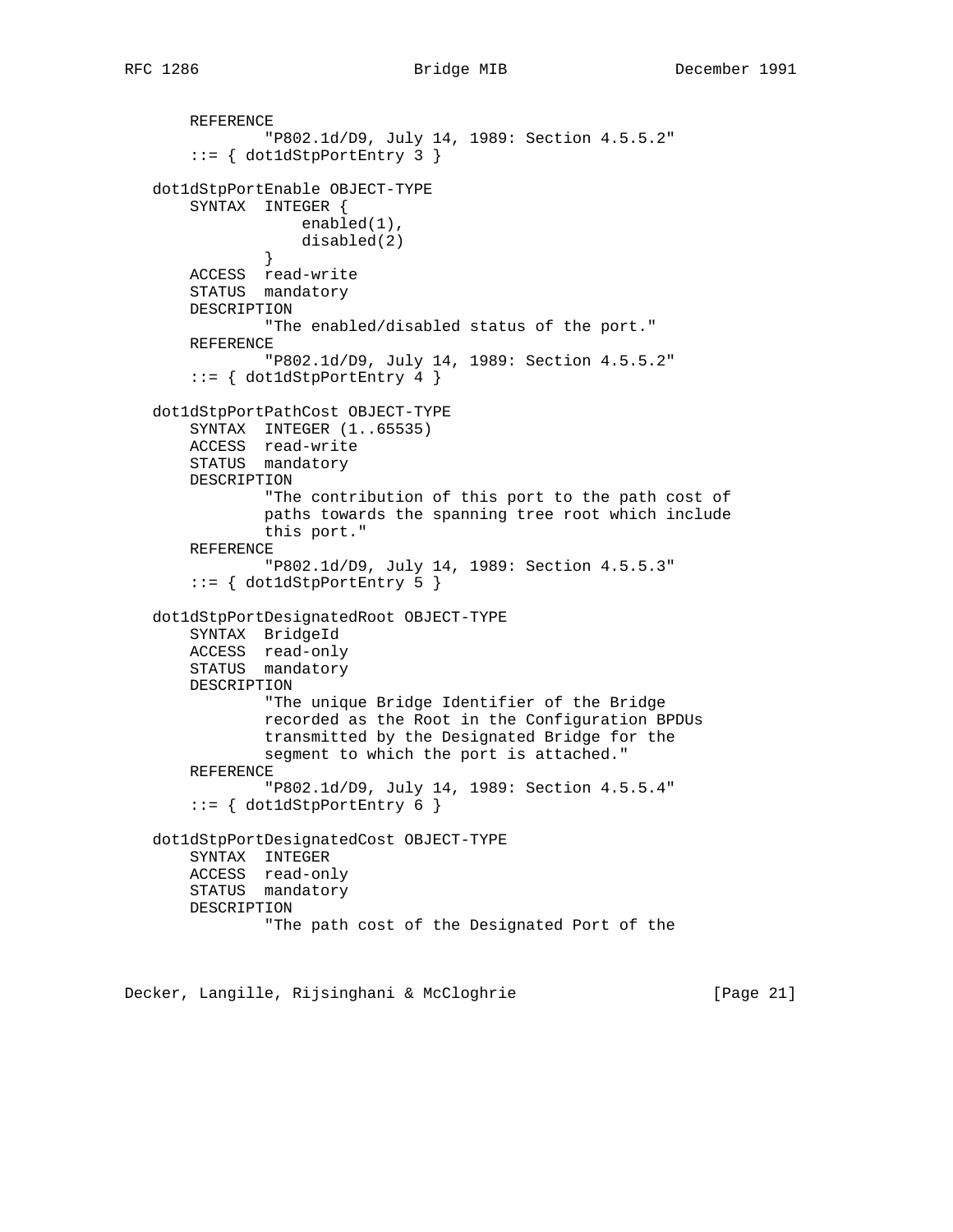```
        REFERENCE
                "P802.1d/D9, July 14, 1989: Section 4.5.5.2"
        ::= { dot1dStpPortEntry 3 }

    dot1dStpPortEnable OBJECT-TYPE
        SYNTAX  INTEGER {
                    enabled(1),
                    disabled(2)
                }
        ACCESS  read-write
        STATUS  mandatory
        DESCRIPTION
                "The enabled/disabled status of the port."
        REFERENCE
                "P802.1d/D9, July 14, 1989: Section 4.5.5.2"
        ::= { dot1dStpPortEntry 4 }

    dot1dStpPortPathCost OBJECT-TYPE
        SYNTAX  INTEGER (1..65535)
        ACCESS  read-write
        STATUS  mandatory
        DESCRIPTION
                "The contribution of this port to the path cost of
                paths towards the spanning tree root which include
                this port."
        REFERENCE
                "P802.1d/D9, July 14, 1989: Section 4.5.5.3"
        ::= { dot1dStpPortEntry 5 }

    dot1dStpPortDesignatedRoot OBJECT-TYPE
        SYNTAX  BridgeId
        ACCESS  read-only
        STATUS  mandatory
        DESCRIPTION
                "The unique Bridge Identifier of the Bridge
                recorded as the Root in the Configuration BPDUs
                transmitted by the Designated Bridge for the
                segment to which the port is attached."
        REFERENCE
                "P802.1d/D9, July 14, 1989: Section 4.5.5.4"
        ::= { dot1dStpPortEntry 6 }

    dot1dStpPortDesignatedCost OBJECT-TYPE
        SYNTAX  INTEGER
        ACCESS  read-only
        STATUS  mandatory
        DESCRIPTION
                "The path cost of the Designated Port of the
```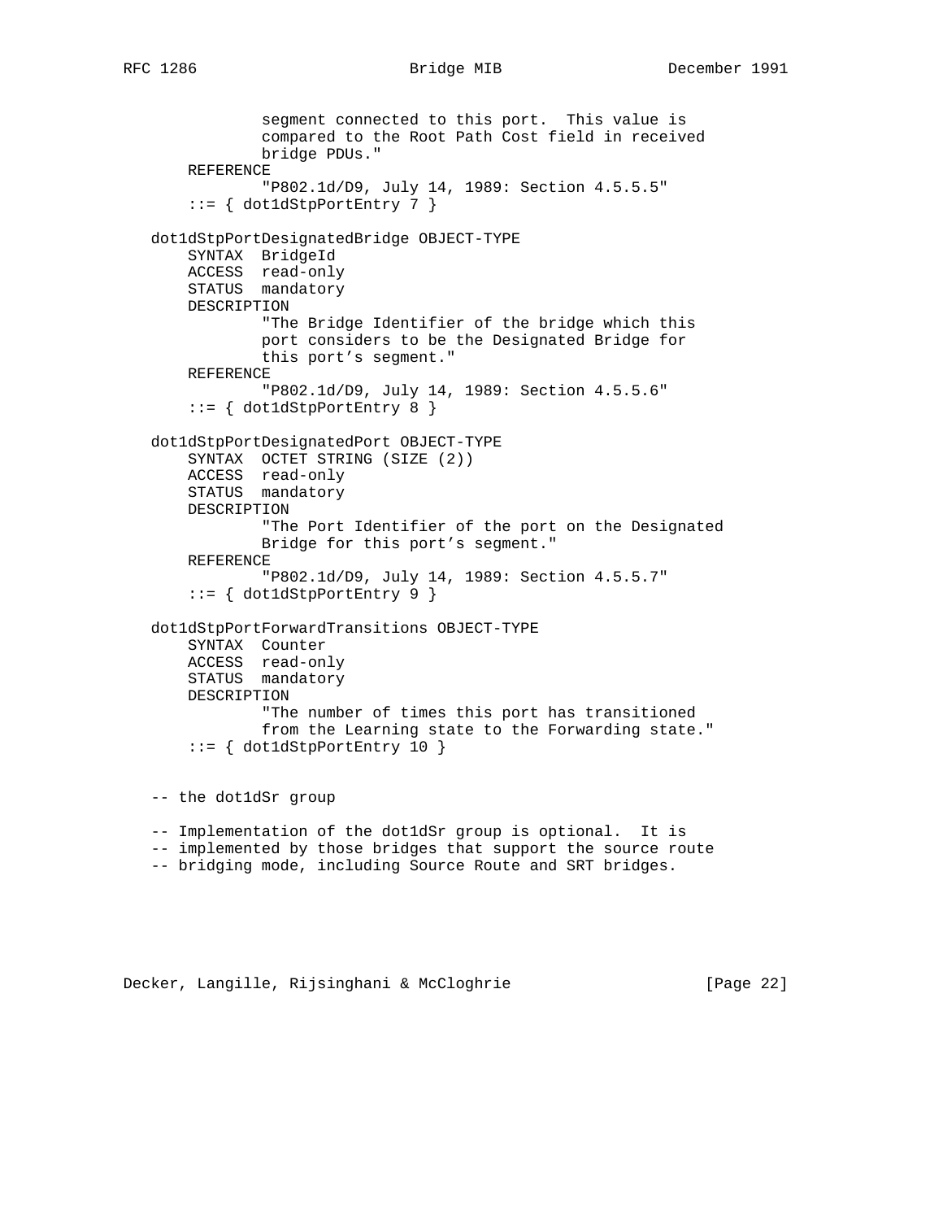```
               segment connected to this port.  This value is
               compared to the Root Path Cost field in received
               bridge PDUs."
       REFERENCE
               "P802.1d/D9, July 14, 1989: Section 4.5.5.5"
       ::= { dot1dStpPortEntry 7 }

   dot1dStpPortDesignatedBridge OBJECT-TYPE
       SYNTAX  BridgeId
       ACCESS  read-only
       STATUS  mandatory
       DESCRIPTION
               "The Bridge Identifier of the bridge which this
               port considers to be the Designated Bridge for
               this port's segment."
       REFERENCE
               "P802.1d/D9, July 14, 1989: Section 4.5.5.6"
       ::= { dot1dStpPortEntry 8 }

   dot1dStpPortDesignatedPort OBJECT-TYPE
       SYNTAX  OCTET STRING (SIZE (2))
       ACCESS  read-only
       STATUS  mandatory
       DESCRIPTION
               "The Port Identifier of the port on the Designated
               Bridge for this port's segment."
       REFERENCE
               "P802.1d/D9, July 14, 1989: Section 4.5.5.7"
       ::= { dot1dStpPortEntry 9 }

   dot1dStpPortForwardTransitions OBJECT-TYPE
       SYNTAX  Counter
       ACCESS  read-only
       STATUS  mandatory
       DESCRIPTION
               "The number of times this port has transitioned
               from the Learning state to the Forwarding state."
       ::= { dot1dStpPortEntry 10 }


   -- the dot1dSr group

   -- Implementation of the dot1dSr group is optional.  It is
   -- implemented by those bridges that support the source route
   -- bridging mode, including Source Route and SRT bridges.
```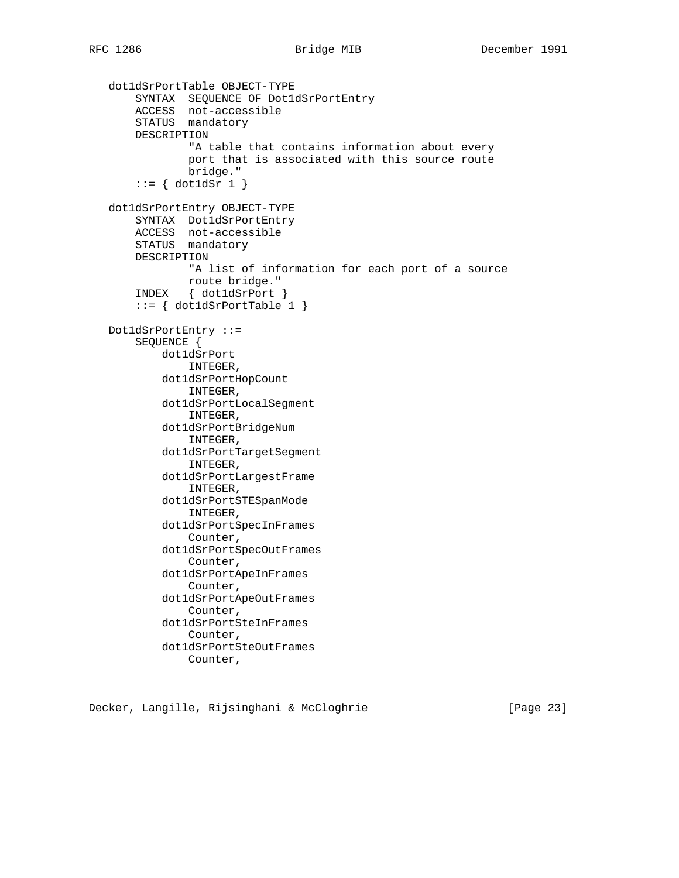```
   dot1dSrPortTable OBJECT-TYPE
       SYNTAX  SEQUENCE OF Dot1dSrPortEntry
       ACCESS  not-accessible
       STATUS  mandatory
       DESCRIPTION
               "A table that contains information about every
               port that is associated with this source route
               bridge."
       ::= { dot1dSr 1 }

   dot1dSrPortEntry OBJECT-TYPE
       SYNTAX  Dot1dSrPortEntry
       ACCESS  not-accessible
       STATUS  mandatory
       DESCRIPTION
               "A list of information for each port of a source
               route bridge."
       INDEX   { dot1dSrPort }
       ::= { dot1dSrPortTable 1 }

   Dot1dSrPortEntry ::=
       SEQUENCE {
           dot1dSrPort
               INTEGER,
           dot1dSrPortHopCount
               INTEGER,
           dot1dSrPortLocalSegment
               INTEGER,
           dot1dSrPortBridgeNum
               INTEGER,
           dot1dSrPortTargetSegment
               INTEGER,
           dot1dSrPortLargestFrame
               INTEGER,
           dot1dSrPortSTESpanMode
               INTEGER,
           dot1dSrPortSpecInFrames
               Counter,
           dot1dSrPortSpecOutFrames
               Counter,
           dot1dSrPortApeInFrames
               Counter,
           dot1dSrPortApeOutFrames
               Counter,
           dot1dSrPortSteInFrames
               Counter,
           dot1dSrPortSteOutFrames
               Counter,
```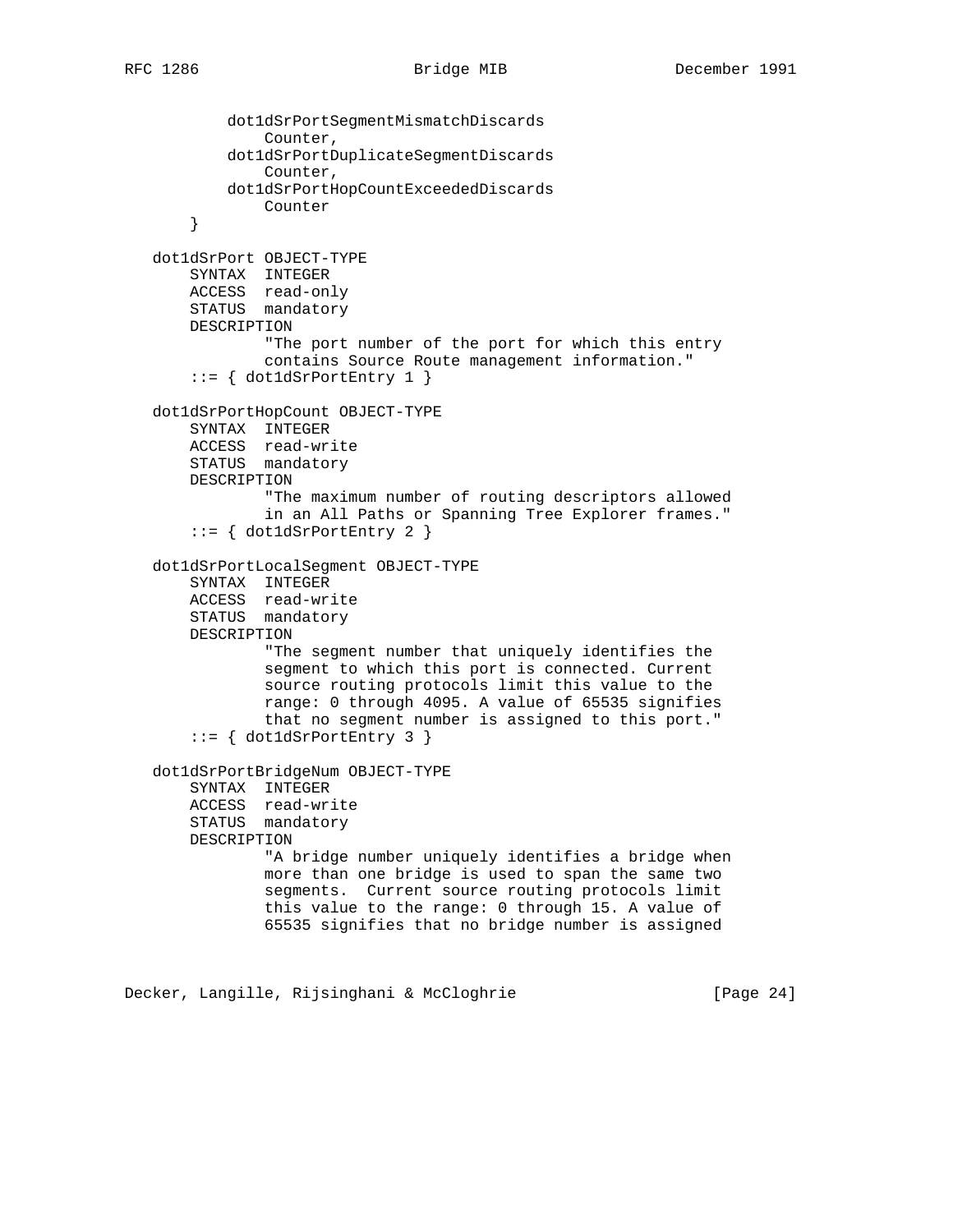```
           dot1dSrPortSegmentMismatchDiscards
               Counter,
           dot1dSrPortDuplicateSegmentDiscards
               Counter,
           dot1dSrPortHopCountExceededDiscards
               Counter
       }

   dot1dSrPort OBJECT-TYPE
       SYNTAX  INTEGER
       ACCESS  read-only
       STATUS  mandatory
       DESCRIPTION
               "The port number of the port for which this entry
               contains Source Route management information."
       ::= { dot1dSrPortEntry 1 }

   dot1dSrPortHopCount OBJECT-TYPE
       SYNTAX  INTEGER
       ACCESS  read-write
       STATUS  mandatory
       DESCRIPTION
               "The maximum number of routing descriptors allowed
               in an All Paths or Spanning Tree Explorer frames."
       ::= { dot1dSrPortEntry 2 }

   dot1dSrPortLocalSegment OBJECT-TYPE
       SYNTAX  INTEGER
       ACCESS  read-write
       STATUS  mandatory
       DESCRIPTION
               "The segment number that uniquely identifies the
               segment to which this port is connected. Current
               source routing protocols limit this value to the
               range: 0 through 4095. A value of 65535 signifies
               that no segment number is assigned to this port."
       ::= { dot1dSrPortEntry 3 }

   dot1dSrPortBridgeNum OBJECT-TYPE
       SYNTAX  INTEGER
       ACCESS  read-write
       STATUS  mandatory
       DESCRIPTION
               "A bridge number uniquely identifies a bridge when
               more than one bridge is used to span the same two
               segments.  Current source routing protocols limit
               this value to the range: 0 through 15. A value of
               65535 signifies that no bridge number is assigned
```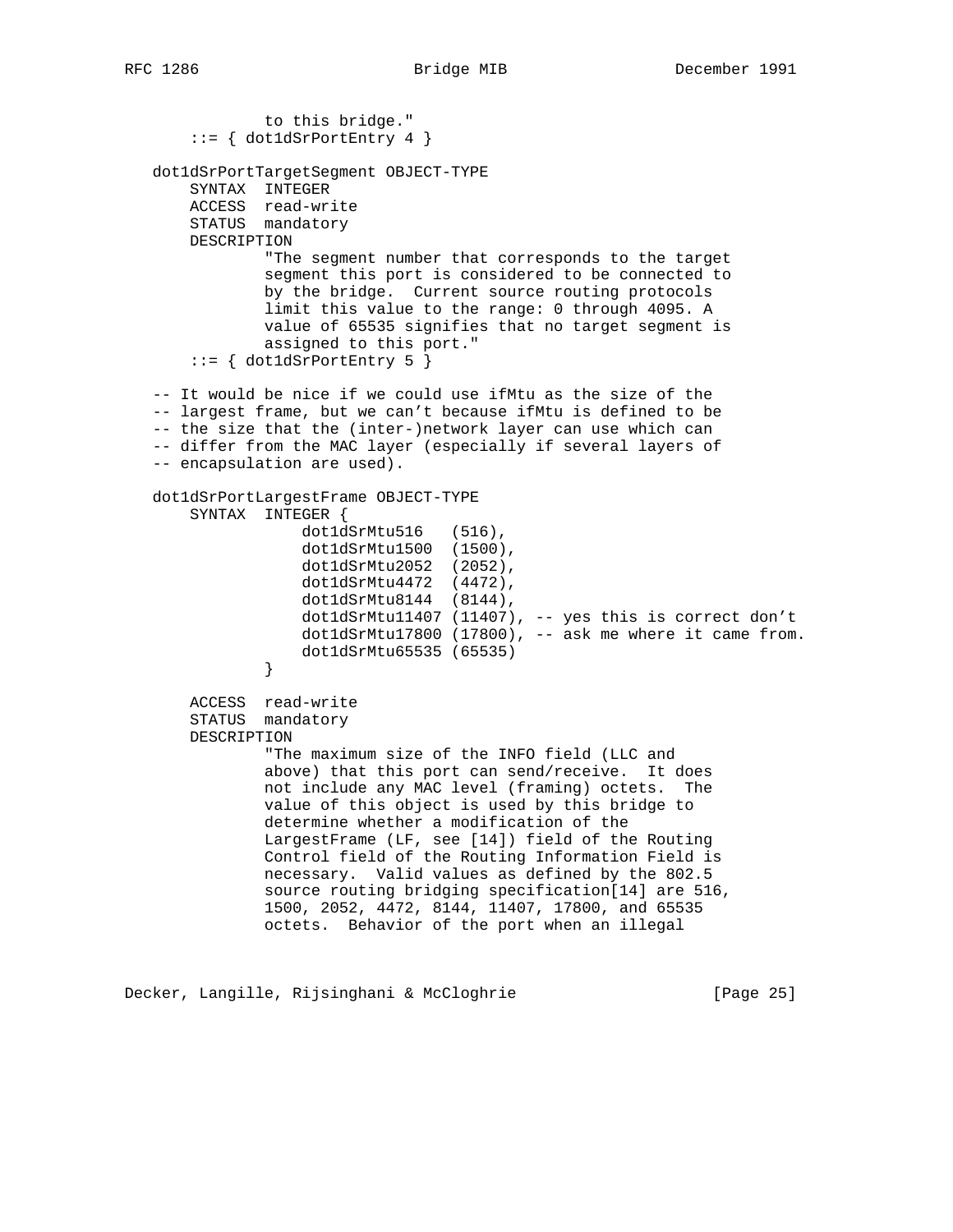```
               to this bridge."
       ::= { dot1dSrPortEntry 4 }

   dot1dSrPortTargetSegment OBJECT-TYPE
       SYNTAX  INTEGER
       ACCESS  read-write
       STATUS  mandatory
       DESCRIPTION
               "The segment number that corresponds to the target
               segment this port is considered to be connected to
               by the bridge.  Current source routing protocols
               limit this value to the range: 0 through 4095. A
               value of 65535 signifies that no target segment is
               assigned to this port."
       ::= { dot1dSrPortEntry 5 }

   -- It would be nice if we could use ifMtu as the size of the
   -- largest frame, but we can't because ifMtu is defined to be
   -- the size that the (inter-)network layer can use which can
   -- differ from the MAC layer (especially if several layers of
   -- encapsulation are used).

   dot1dSrPortLargestFrame OBJECT-TYPE
       SYNTAX  INTEGER {
                   dot1dSrMtu516   (516),
                   dot1dSrMtu1500  (1500),
                   dot1dSrMtu2052  (2052),
                   dot1dSrMtu4472  (4472),
                   dot1dSrMtu8144  (8144),
                   dot1dSrMtu11407 (11407), -- yes this is correct don't
                   dot1dSrMtu17800 (17800), -- ask me where it came from.
                   dot1dSrMtu65535 (65535)
               }

       ACCESS  read-write
       STATUS  mandatory
       DESCRIPTION
               "The maximum size of the INFO field (LLC and
               above) that this port can send/receive.  It does
               not include any MAC level (framing) octets.  The
               value of this object is used by this bridge to
               determine whether a modification of the
               LargestFrame (LF, see [14]) field of the Routing
               Control field of the Routing Information Field is
               necessary.  Valid values as defined by the 802.5
               source routing bridging specification[14] are 516,
               1500, 2052, 4472, 8144, 11407, 17800, and 65535
               octets.  Behavior of the port when an illegal
```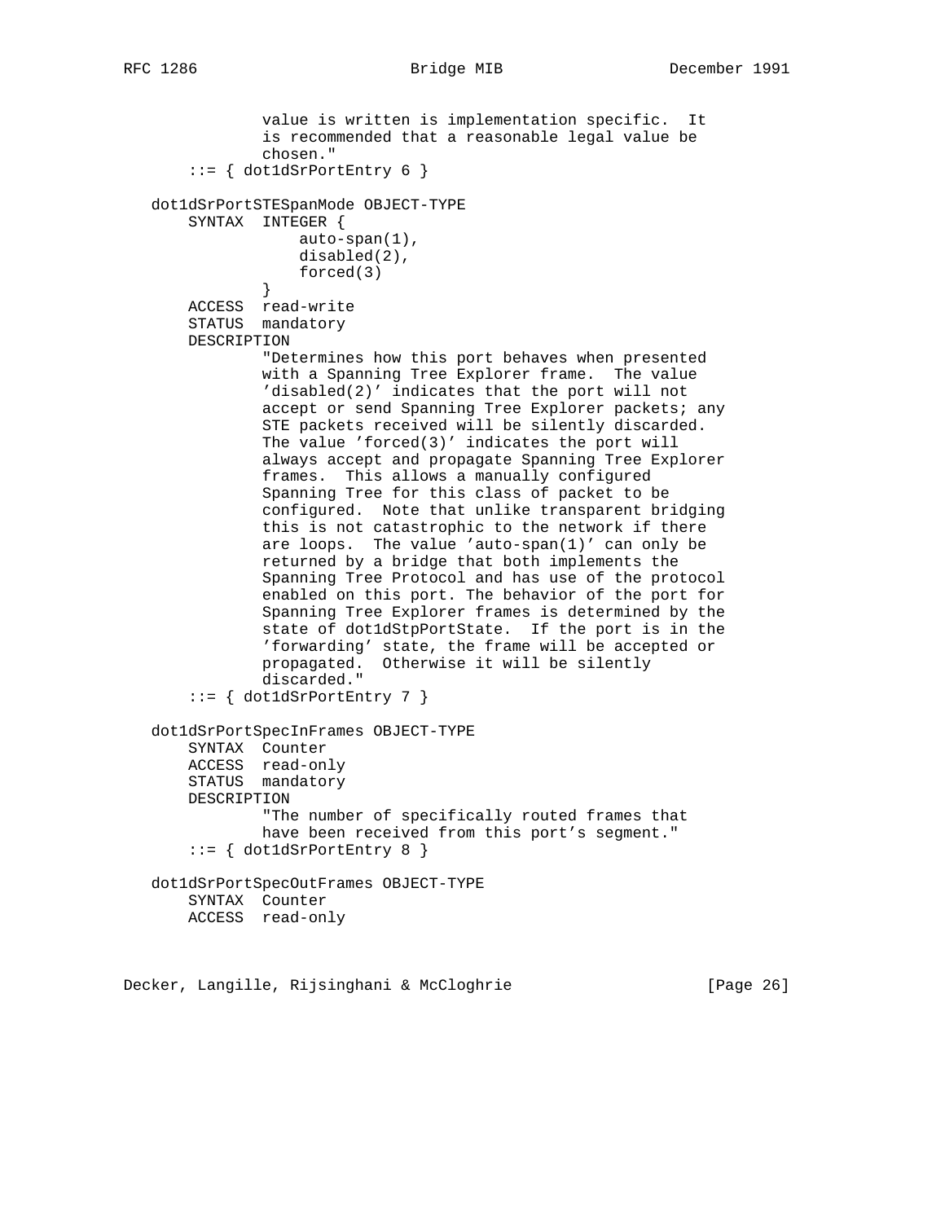```
              value is written is implementation specific.  It
              is recommended that a reasonable legal value be
              chosen."
      ::= { dot1dSrPortEntry 6 }

  dot1dSrPortSTESpanMode OBJECT-TYPE
      SYNTAX  INTEGER {
                  auto-span(1),
                  disabled(2),
                  forced(3)
              }
      ACCESS  read-write
      STATUS  mandatory
      DESCRIPTION
              "Determines how this port behaves when presented
              with a Spanning Tree Explorer frame.  The value
              'disabled(2)' indicates that the port will not
              accept or send Spanning Tree Explorer packets; any
              STE packets received will be silently discarded.
              The value 'forced(3)' indicates the port will
              always accept and propagate Spanning Tree Explorer
              frames.  This allows a manually configured
              Spanning Tree for this class of packet to be
              configured.  Note that unlike transparent bridging
              this is not catastrophic to the network if there
              are loops.  The value 'auto-span(1)' can only be
              returned by a bridge that both implements the
              Spanning Tree Protocol and has use of the protocol
              enabled on this port. The behavior of the port for
              Spanning Tree Explorer frames is determined by the
              state of dot1dStpPortState.  If the port is in the
              'forwarding' state, the frame will be accepted or
              propagated.  Otherwise it will be silently
              discarded."
      ::= { dot1dSrPortEntry 7 }

  dot1dSrPortSpecInFrames OBJECT-TYPE
      SYNTAX  Counter
      ACCESS  read-only
      STATUS  mandatory
      DESCRIPTION
              "The number of specifically routed frames that
              have been received from this port's segment."
      ::= { dot1dSrPortEntry 8 }

  dot1dSrPortSpecOutFrames OBJECT-TYPE
      SYNTAX  Counter
      ACCESS  read-only
```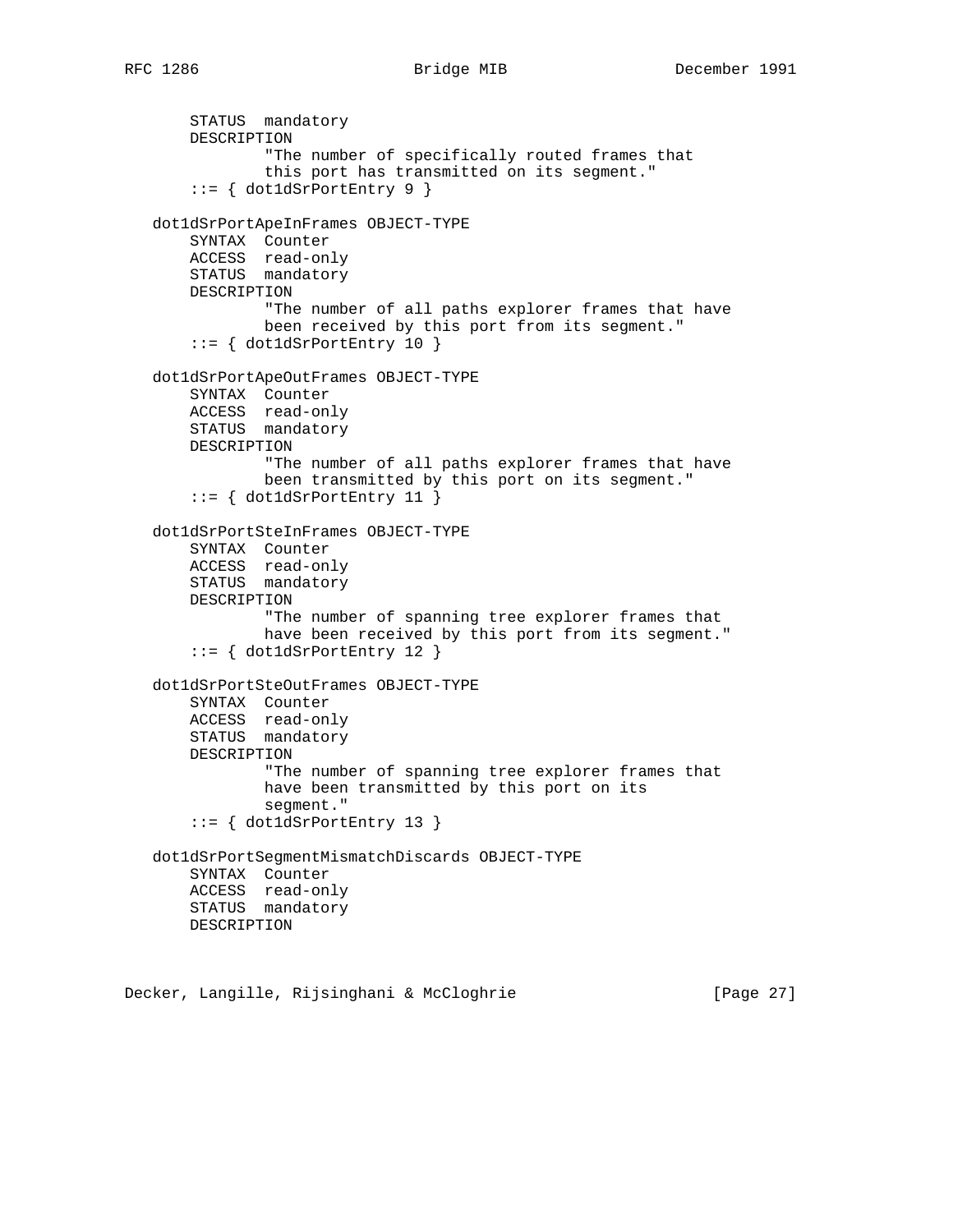```
       STATUS  mandatory
       DESCRIPTION
               "The number of specifically routed frames that
               this port has transmitted on its segment."
       ::= { dot1dSrPortEntry 9 }

   dot1dSrPortApeInFrames OBJECT-TYPE
       SYNTAX  Counter
       ACCESS  read-only
       STATUS  mandatory
       DESCRIPTION
               "The number of all paths explorer frames that have
               been received by this port from its segment."
       ::= { dot1dSrPortEntry 10 }

   dot1dSrPortApeOutFrames OBJECT-TYPE
       SYNTAX  Counter
       ACCESS  read-only
       STATUS  mandatory
       DESCRIPTION
               "The number of all paths explorer frames that have
               been transmitted by this port on its segment."
       ::= { dot1dSrPortEntry 11 }

   dot1dSrPortSteInFrames OBJECT-TYPE
       SYNTAX  Counter
       ACCESS  read-only
       STATUS  mandatory
       DESCRIPTION
               "The number of spanning tree explorer frames that
               have been received by this port from its segment."
       ::= { dot1dSrPortEntry 12 }

   dot1dSrPortSteOutFrames OBJECT-TYPE
       SYNTAX  Counter
       ACCESS  read-only
       STATUS  mandatory
       DESCRIPTION
               "The number of spanning tree explorer frames that
               have been transmitted by this port on its
               segment."
       ::= { dot1dSrPortEntry 13 }

   dot1dSrPortSegmentMismatchDiscards OBJECT-TYPE
       SYNTAX  Counter
       ACCESS  read-only
       STATUS  mandatory
       DESCRIPTION
```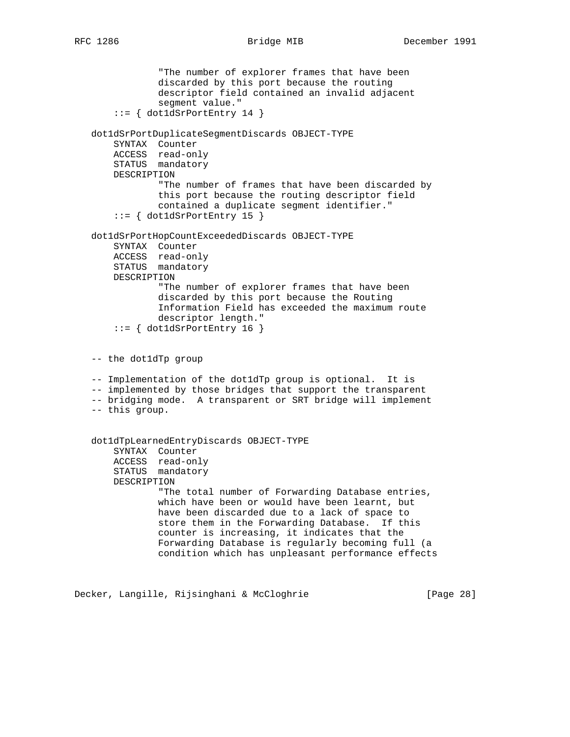```
                "The number of explorer frames that have been
                discarded by this port because the routing
                descriptor field contained an invalid adjacent
                segment value."
        ::= { dot1dSrPortEntry 14 }

    dot1dSrPortDuplicateSegmentDiscards OBJECT-TYPE
        SYNTAX  Counter
        ACCESS  read-only
        STATUS  mandatory
        DESCRIPTION
                "The number of frames that have been discarded by
                this port because the routing descriptor field
                contained a duplicate segment identifier."
        ::= { dot1dSrPortEntry 15 }

    dot1dSrPortHopCountExceededDiscards OBJECT-TYPE
        SYNTAX  Counter
        ACCESS  read-only
        STATUS  mandatory
        DESCRIPTION
                "The number of explorer frames that have been
                discarded by this port because the Routing
                Information Field has exceeded the maximum route
                descriptor length."
        ::= { dot1dSrPortEntry 16 }


    -- the dot1dTp group

    -- Implementation of the dot1dTp group is optional.  It is
    -- implemented by those bridges that support the transparent
    -- bridging mode.  A transparent or SRT bridge will implement
    -- this group.


    dot1dTpLearnedEntryDiscards OBJECT-TYPE
        SYNTAX  Counter
        ACCESS  read-only
        STATUS  mandatory
        DESCRIPTION
                "The total number of Forwarding Database entries,
                which have been or would have been learnt, but
                have been discarded due to a lack of space to
                store them in the Forwarding Database.  If this
                counter is increasing, it indicates that the
                Forwarding Database is regularly becoming full (a
                condition which has unpleasant performance effects
```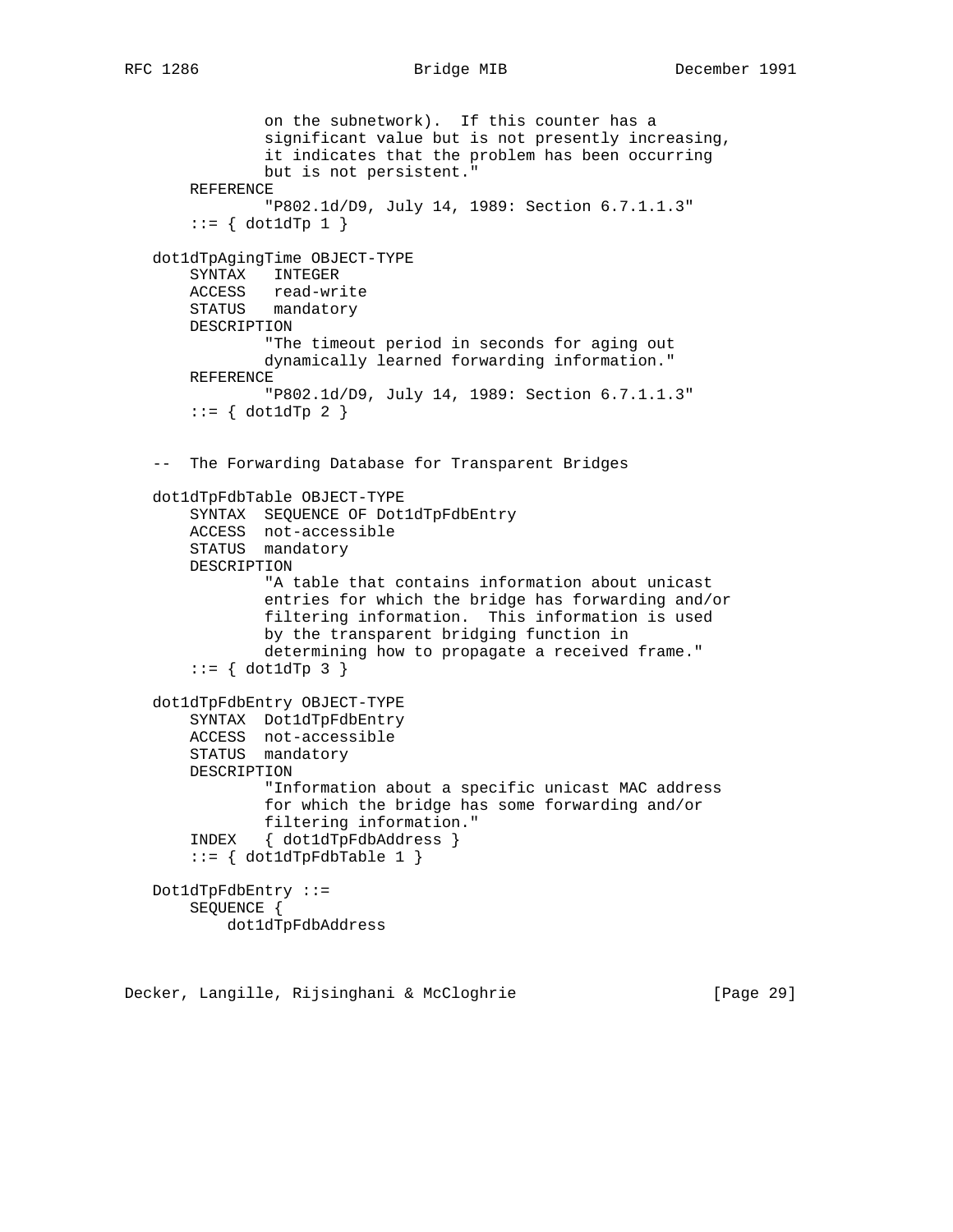```
             on the subnetwork).  If this counter has a
             significant value but is not presently increasing,
             it indicates that the problem has been occurring
             but is not persistent."
     REFERENCE
             "P802.1d/D9, July 14, 1989: Section 6.7.1.1.3"
     ::= { dot1dTp 1 }

 dot1dTpAgingTime OBJECT-TYPE
     SYNTAX   INTEGER
     ACCESS   read-write
     STATUS   mandatory
     DESCRIPTION
             "The timeout period in seconds for aging out
             dynamically learned forwarding information."
     REFERENCE
             "P802.1d/D9, July 14, 1989: Section 6.7.1.1.3"
     ::= { dot1dTp 2 }


 --  The Forwarding Database for Transparent Bridges

 dot1dTpFdbTable OBJECT-TYPE
     SYNTAX  SEQUENCE OF Dot1dTpFdbEntry
     ACCESS  not-accessible
     STATUS  mandatory
     DESCRIPTION
             "A table that contains information about unicast
             entries for which the bridge has forwarding and/or
             filtering information.  This information is used
             by the transparent bridging function in
             determining how to propagate a received frame."
     ::= { dot1dTp 3 }

 dot1dTpFdbEntry OBJECT-TYPE
     SYNTAX  Dot1dTpFdbEntry
     ACCESS  not-accessible
     STATUS  mandatory
     DESCRIPTION
             "Information about a specific unicast MAC address
             for which the bridge has some forwarding and/or
             filtering information."
     INDEX   { dot1dTpFdbAddress }
     ::= { dot1dTpFdbTable 1 }

 Dot1dTpFdbEntry ::=
     SEQUENCE {
         dot1dTpFdbAddress
```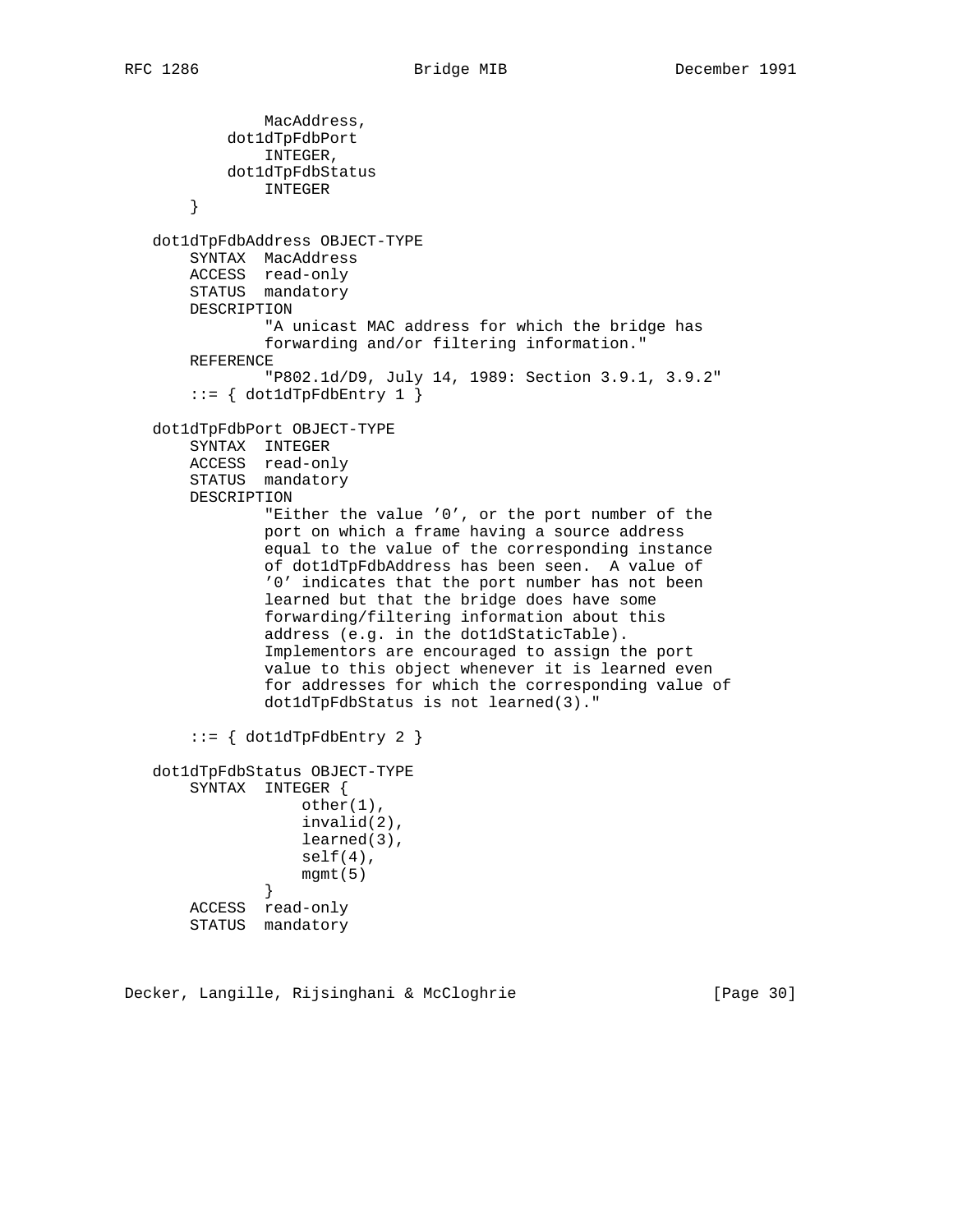```
              MacAddress,
          dot1dTpFdbPort
              INTEGER,
          dot1dTpFdbStatus
              INTEGER
      }

  dot1dTpFdbAddress OBJECT-TYPE
      SYNTAX  MacAddress
      ACCESS  read-only
      STATUS  mandatory
      DESCRIPTION
              "A unicast MAC address for which the bridge has
              forwarding and/or filtering information."
      REFERENCE
              "P802.1d/D9, July 14, 1989: Section 3.9.1, 3.9.2"
      ::= { dot1dTpFdbEntry 1 }

  dot1dTpFdbPort OBJECT-TYPE
      SYNTAX  INTEGER
      ACCESS  read-only
      STATUS  mandatory
      DESCRIPTION
              "Either the value '0', or the port number of the
              port on which a frame having a source address
              equal to the value of the corresponding instance
              of dot1dTpFdbAddress has been seen.  A value of
              '0' indicates that the port number has not been
              learned but that the bridge does have some
              forwarding/filtering information about this
              address (e.g. in the dot1dStaticTable).
              Implementors are encouraged to assign the port
              value to this object whenever it is learned even
              for addresses for which the corresponding value of
              dot1dTpFdbStatus is not learned(3)."

      ::= { dot1dTpFdbEntry 2 }

  dot1dTpFdbStatus OBJECT-TYPE
      SYNTAX  INTEGER {
                  other(1),
                  invalid(2),
                  learned(3),
                  self(4),
                  mgmt(5)
              }
      ACCESS  read-only
      STATUS  mandatory
```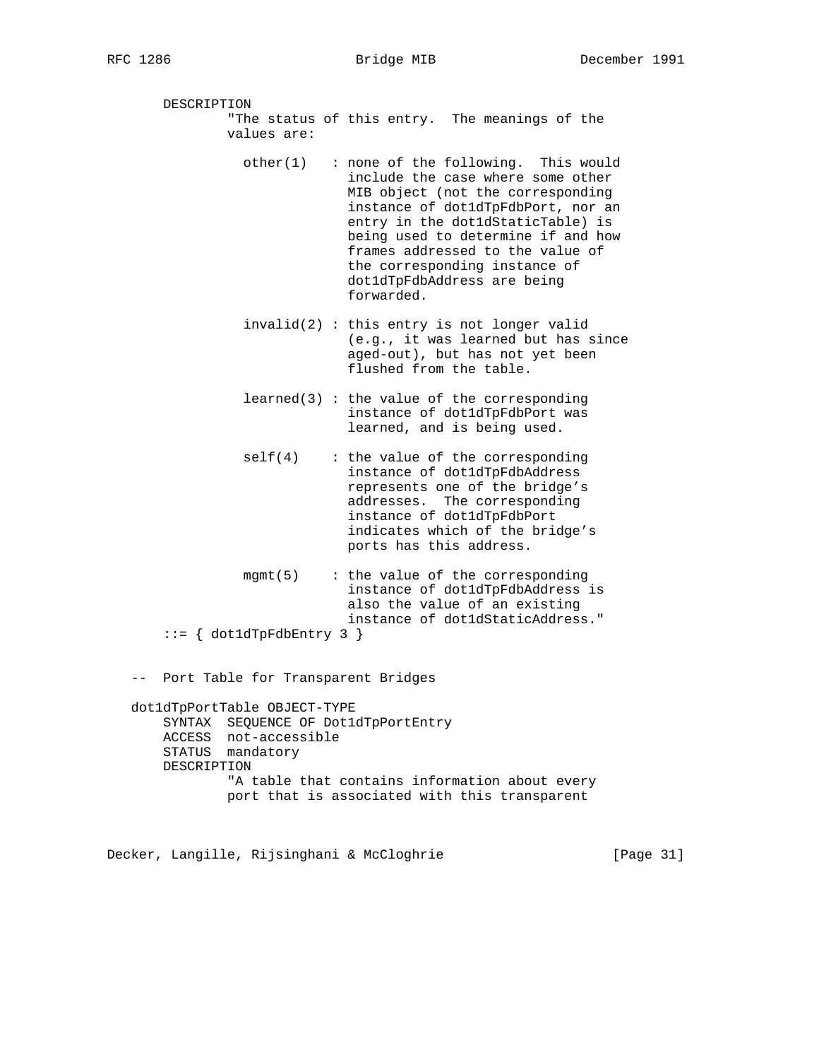```
      DESCRIPTION
              "The status of this entry.  The meanings of the
              values are:

                other(1)   : none of the following.  This would
                             include the case where some other
                             MIB object (not the corresponding
                             instance of dot1dTpFdbPort, nor an
                             entry in the dot1dStaticTable) is
                             being used to determine if and how
                             frames addressed to the value of
                             the corresponding instance of
                             dot1dTpFdbAddress are being
                             forwarded.

                invalid(2) : this entry is not longer valid
                             (e.g., it was learned but has since
                             aged-out), but has not yet been
                             flushed from the table.

                learned(3) : the value of the corresponding
                             instance of dot1dTpFdbPort was
                             learned, and is being used.

                self(4)    : the value of the corresponding
                             instance of dot1dTpFdbAddress
                             represents one of the bridge's
                             addresses.  The corresponding
                             instance of dot1dTpFdbPort
                             indicates which of the bridge's
                             ports has this address.

                mgmt(5)    : the value of the corresponding
                             instance of dot1dTpFdbAddress is
                             also the value of an existing
                             instance of dot1dStaticAddress."
      ::= { dot1dTpFdbEntry 3 }


  --  Port Table for Transparent Bridges

  dot1dTpPortTable OBJECT-TYPE
      SYNTAX  SEQUENCE OF Dot1dTpPortEntry
      ACCESS  not-accessible
      STATUS  mandatory
      DESCRIPTION
              "A table that contains information about every
              port that is associated with this transparent
```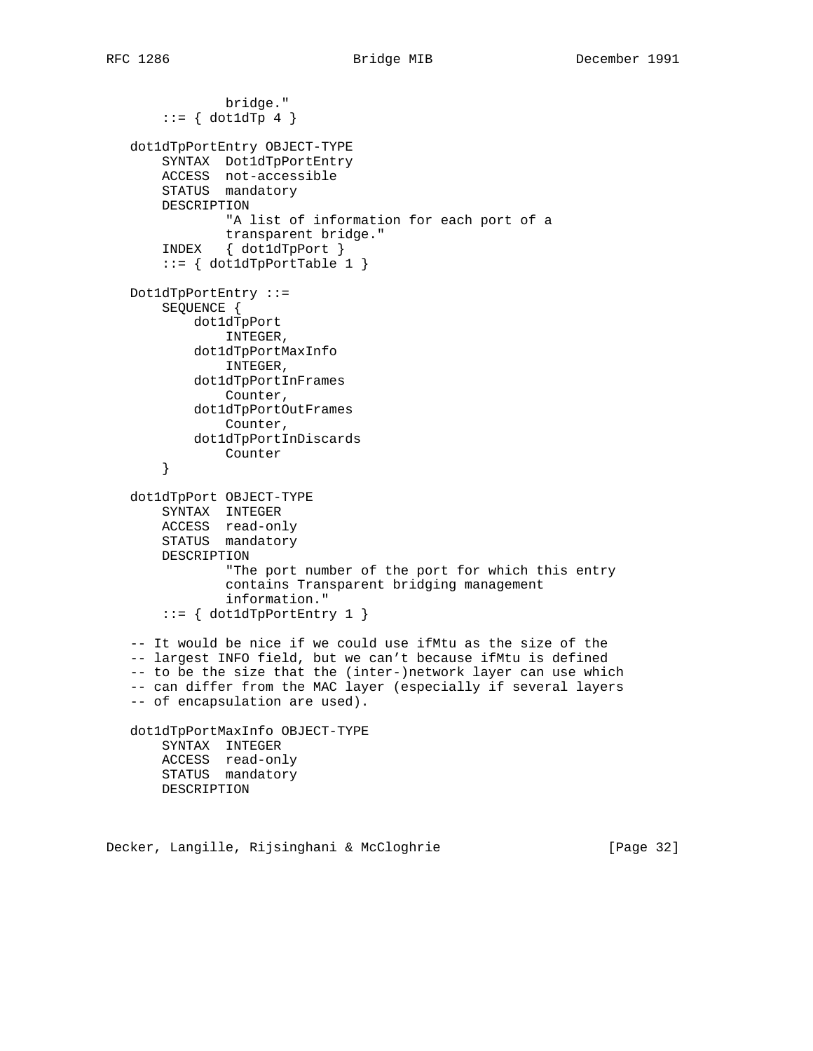```
              bridge."
       ::= { dot1dTp 4 }

   dot1dTpPortEntry OBJECT-TYPE
       SYNTAX  Dot1dTpPortEntry
       ACCESS  not-accessible
       STATUS  mandatory
       DESCRIPTION
               "A list of information for each port of a
               transparent bridge."
       INDEX   { dot1dTpPort }
       ::= { dot1dTpPortTable 1 }

   Dot1dTpPortEntry ::=
       SEQUENCE {
           dot1dTpPort
               INTEGER,
           dot1dTpPortMaxInfo
               INTEGER,
           dot1dTpPortInFrames
               Counter,
           dot1dTpPortOutFrames
               Counter,
           dot1dTpPortInDiscards
               Counter
       }

   dot1dTpPort OBJECT-TYPE
       SYNTAX  INTEGER
       ACCESS  read-only
       STATUS  mandatory
       DESCRIPTION
               "The port number of the port for which this entry
               contains Transparent bridging management
               information."
       ::= { dot1dTpPortEntry 1 }

   -- It would be nice if we could use ifMtu as the size of the
   -- largest INFO field, but we can't because ifMtu is defined
   -- to be the size that the (inter-)network layer can use which
   -- can differ from the MAC layer (especially if several layers
   -- of encapsulation are used).

   dot1dTpPortMaxInfo OBJECT-TYPE
       SYNTAX  INTEGER
       ACCESS  read-only
       STATUS  mandatory
       DESCRIPTION
```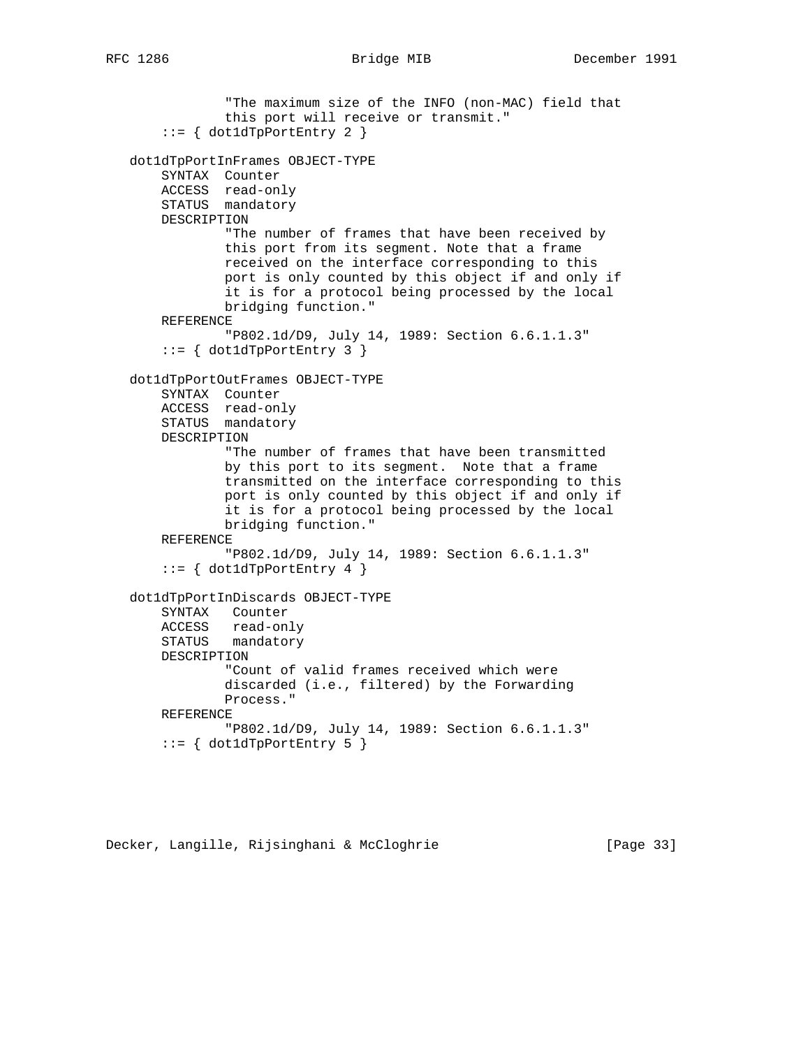```
               "The maximum size of the INFO (non-MAC) field that
               this port will receive or transmit."
       ::= { dot1dTpPortEntry 2 }

   dot1dTpPortInFrames OBJECT-TYPE
       SYNTAX  Counter
       ACCESS  read-only
       STATUS  mandatory
       DESCRIPTION
               "The number of frames that have been received by
               this port from its segment. Note that a frame
               received on the interface corresponding to this
               port is only counted by this object if and only if
               it is for a protocol being processed by the local
               bridging function."
       REFERENCE
               "P802.1d/D9, July 14, 1989: Section 6.6.1.1.3"
       ::= { dot1dTpPortEntry 3 }

   dot1dTpPortOutFrames OBJECT-TYPE
       SYNTAX  Counter
       ACCESS  read-only
       STATUS  mandatory
       DESCRIPTION
               "The number of frames that have been transmitted
               by this port to its segment.  Note that a frame
               transmitted on the interface corresponding to this
               port is only counted by this object if and only if
               it is for a protocol being processed by the local
               bridging function."
       REFERENCE
               "P802.1d/D9, July 14, 1989: Section 6.6.1.1.3"
       ::= { dot1dTpPortEntry 4 }

   dot1dTpPortInDiscards OBJECT-TYPE
       SYNTAX   Counter
       ACCESS   read-only
       STATUS   mandatory
       DESCRIPTION
               "Count of valid frames received which were
               discarded (i.e., filtered) by the Forwarding
               Process."
       REFERENCE
               "P802.1d/D9, July 14, 1989: Section 6.6.1.1.3"
       ::= { dot1dTpPortEntry 5 }
```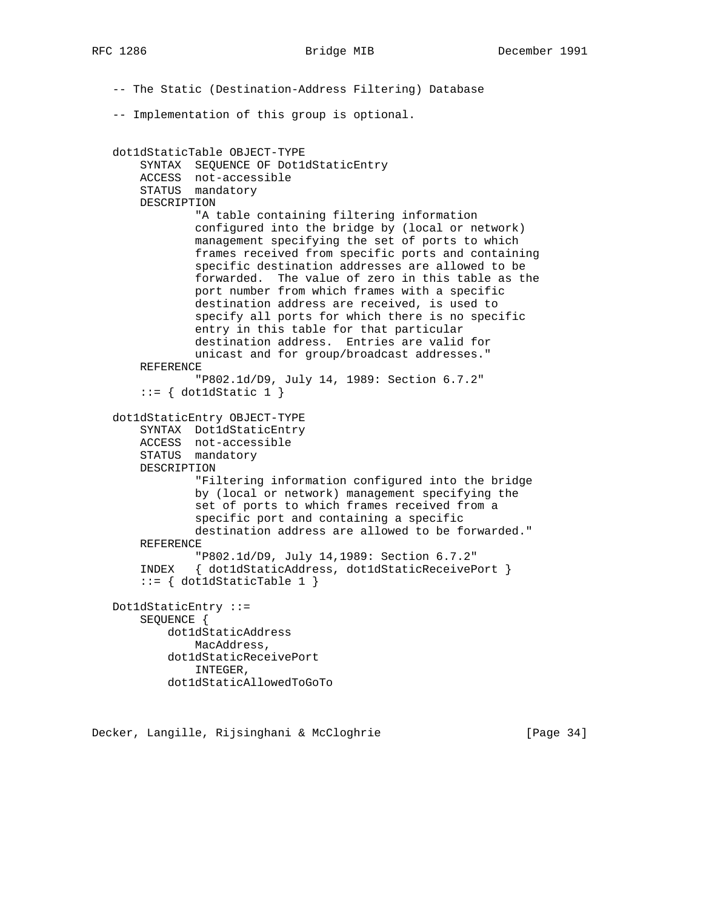```
-- The Static (Destination-Address Filtering) Database

-- Implementation of this group is optional.


dot1dStaticTable OBJECT-TYPE
    SYNTAX  SEQUENCE OF Dot1dStaticEntry
    ACCESS  not-accessible
    STATUS  mandatory
    DESCRIPTION
            "A table containing filtering information
            configured into the bridge by (local or network)
            management specifying the set of ports to which
            frames received from specific ports and containing
            specific destination addresses are allowed to be
            forwarded.  The value of zero in this table as the
            port number from which frames with a specific
            destination address are received, is used to
            specify all ports for which there is no specific
            entry in this table for that particular
            destination address.  Entries are valid for
            unicast and for group/broadcast addresses."
    REFERENCE
            "P802.1d/D9, July 14, 1989: Section 6.7.2"
    ::= { dot1dStatic 1 }

dot1dStaticEntry OBJECT-TYPE
    SYNTAX  Dot1dStaticEntry
    ACCESS  not-accessible
    STATUS  mandatory
    DESCRIPTION
            "Filtering information configured into the bridge
            by (local or network) management specifying the
            set of ports to which frames received from a
            specific port and containing a specific
            destination address are allowed to be forwarded."
    REFERENCE
            "P802.1d/D9, July 14,1989: Section 6.7.2"
    INDEX   { dot1dStaticAddress, dot1dStaticReceivePort }
    ::= { dot1dStaticTable 1 }

Dot1dStaticEntry ::=
    SEQUENCE {
        dot1dStaticAddress
            MacAddress,
        dot1dStaticReceivePort
            INTEGER,
        dot1dStaticAllowedToGoTo
```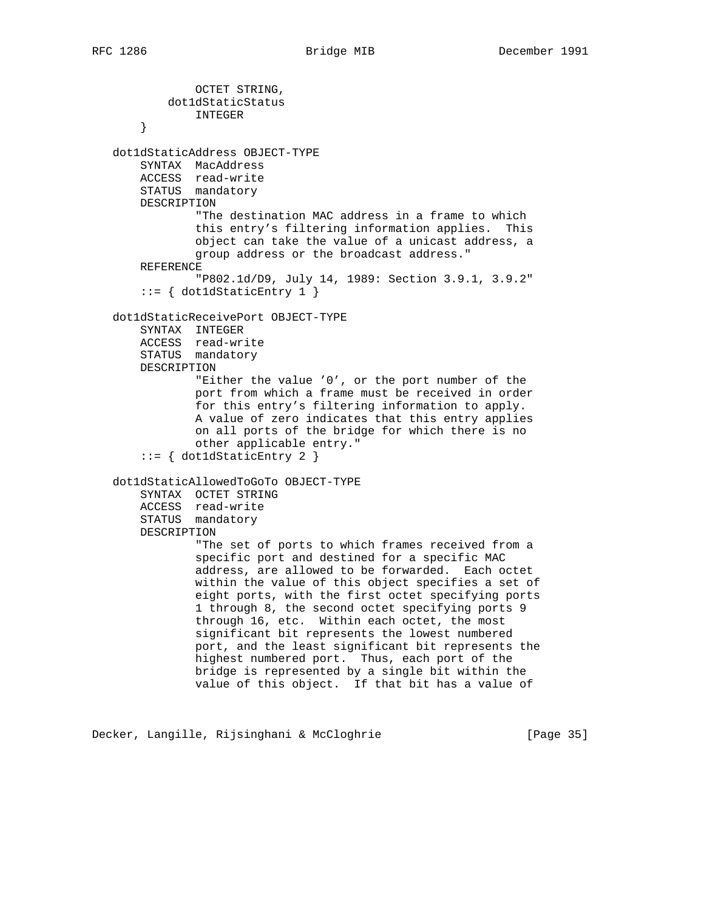```
            OCTET STRING,
        dot1dStaticStatus
            INTEGER
    }

dot1dStaticAddress OBJECT-TYPE
    SYNTAX  MacAddress
    ACCESS  read-write
    STATUS  mandatory
    DESCRIPTION
            "The destination MAC address in a frame to which
            this entry's filtering information applies.  This
            object can take the value of a unicast address, a
            group address or the broadcast address."
    REFERENCE
            "P802.1d/D9, July 14, 1989: Section 3.9.1, 3.9.2"
    ::= { dot1dStaticEntry 1 }

dot1dStaticReceivePort OBJECT-TYPE
    SYNTAX  INTEGER
    ACCESS  read-write
    STATUS  mandatory
    DESCRIPTION
            "Either the value '0', or the port number of the
            port from which a frame must be received in order
            for this entry's filtering information to apply.
            A value of zero indicates that this entry applies
            on all ports of the bridge for which there is no
            other applicable entry."
    ::= { dot1dStaticEntry 2 }

dot1dStaticAllowedToGoTo OBJECT-TYPE
    SYNTAX  OCTET STRING
    ACCESS  read-write
    STATUS  mandatory
    DESCRIPTION
            "The set of ports to which frames received from a
            specific port and destined for a specific MAC
            address, are allowed to be forwarded.  Each octet
            within the value of this object specifies a set of
            eight ports, with the first octet specifying ports
            1 through 8, the second octet specifying ports 9
            through 16, etc.  Within each octet, the most
            significant bit represents the lowest numbered
            port, and the least significant bit represents the
            highest numbered port.  Thus, each port of the
            bridge is represented by a single bit within the
            value of this object.  If that bit has a value of
```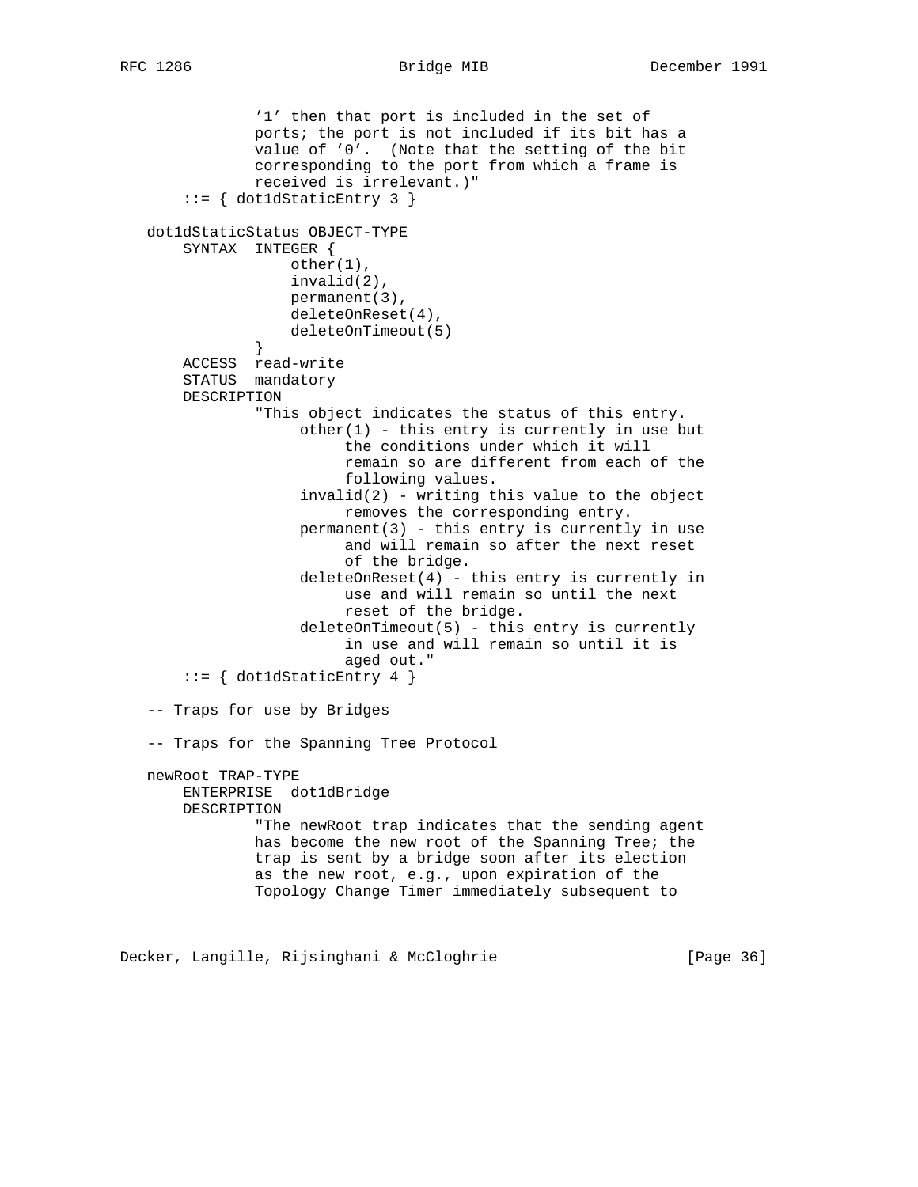```
               '1' then that port is included in the set of
               ports; the port is not included if its bit has a
               value of '0'.  (Note that the setting of the bit
               corresponding to the port from which a frame is
               received is irrelevant.)"
       ::= { dot1dStaticEntry 3 }

   dot1dStaticStatus OBJECT-TYPE
       SYNTAX  INTEGER {
                   other(1),
                   invalid(2),
                   permanent(3),
                   deleteOnReset(4),
                   deleteOnTimeout(5)
               }
       ACCESS  read-write
       STATUS  mandatory
       DESCRIPTION
               "This object indicates the status of this entry.
                    other(1) - this entry is currently in use but
                         the conditions under which it will
                         remain so are different from each of the
                         following values.
                    invalid(2) - writing this value to the object
                         removes the corresponding entry.
                    permanent(3) - this entry is currently in use
                         and will remain so after the next reset
                         of the bridge.
                    deleteOnReset(4) - this entry is currently in
                         use and will remain so until the next
                         reset of the bridge.
                    deleteOnTimeout(5) - this entry is currently
                         in use and will remain so until it is
                         aged out."
       ::= { dot1dStaticEntry 4 }

   -- Traps for use by Bridges

   -- Traps for the Spanning Tree Protocol

   newRoot TRAP-TYPE
       ENTERPRISE  dot1dBridge
       DESCRIPTION
               "The newRoot trap indicates that the sending agent
               has become the new root of the Spanning Tree; the
               trap is sent by a bridge soon after its election
               as the new root, e.g., upon expiration of the
               Topology Change Timer immediately subsequent to
```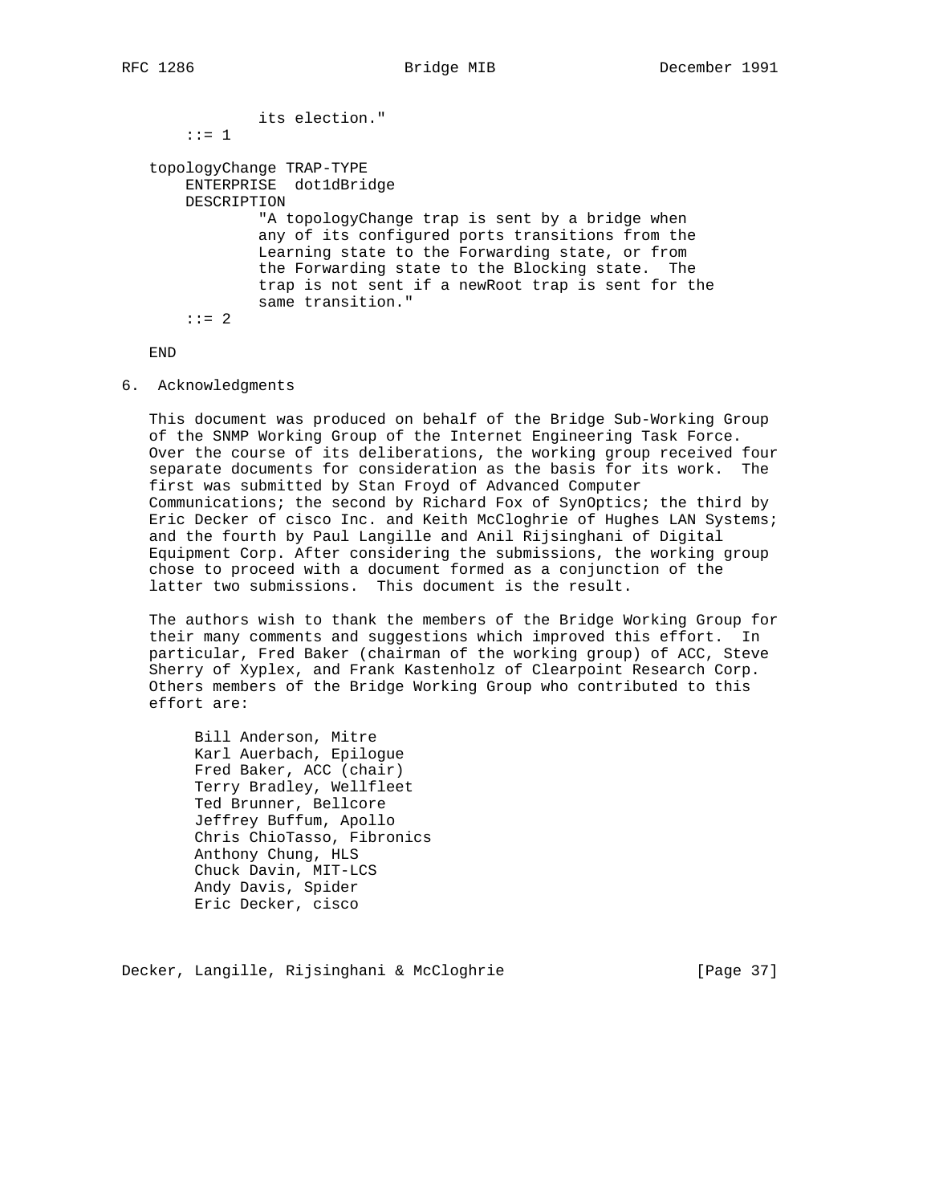```
            its election."
    ::= 1

topologyChange TRAP-TYPE
    ENTERPRISE  dot1dBridge
    DESCRIPTION
            "A topologyChange trap is sent by a bridge when
            any of its configured ports transitions from the
            Learning state to the Forwarding state, or from
            the Forwarding state to the Blocking state.  The
            trap is not sent if a newRoot trap is sent for the
            same transition."
    ::= 2

END
```

## 6. Acknowledgments

This document was produced on behalf of the Bridge Sub-Working Group of the SNMP Working Group of the Internet Engineering Task Force. Over the course of its deliberations, the working group received four separate documents for consideration as the basis for its work. The first was submitted by Stan Froyd of Advanced Computer Communications; the second by Richard Fox of SynOptics; the third by Eric Decker of cisco Inc. and Keith McCloghrie of Hughes LAN Systems; and the fourth by Paul Langille and Anil Rijsinghani of Digital Equipment Corp. After considering the submissions, the working group chose to proceed with a document formed as a conjunction of the latter two submissions. This document is the result.

The authors wish to thank the members of the Bridge Working Group for their many comments and suggestions which improved this effort. In particular, Fred Baker (chairman of the working group) of ACC, Steve Sherry of Xyplex, and Frank Kastenholz of Clearpoint Research Corp. Others members of the Bridge Working Group who contributed to this effort are:

Bill Anderson, Mitre
Karl Auerbach, Epilogue
Fred Baker, ACC (chair)
Terry Bradley, Wellfleet
Ted Brunner, Bellcore
Jeffrey Buffum, Apollo
Chris ChioTasso, Fibronics
Anthony Chung, HLS
Chuck Davin, MIT-LCS
Andy Davis, Spider
Eric Decker, cisco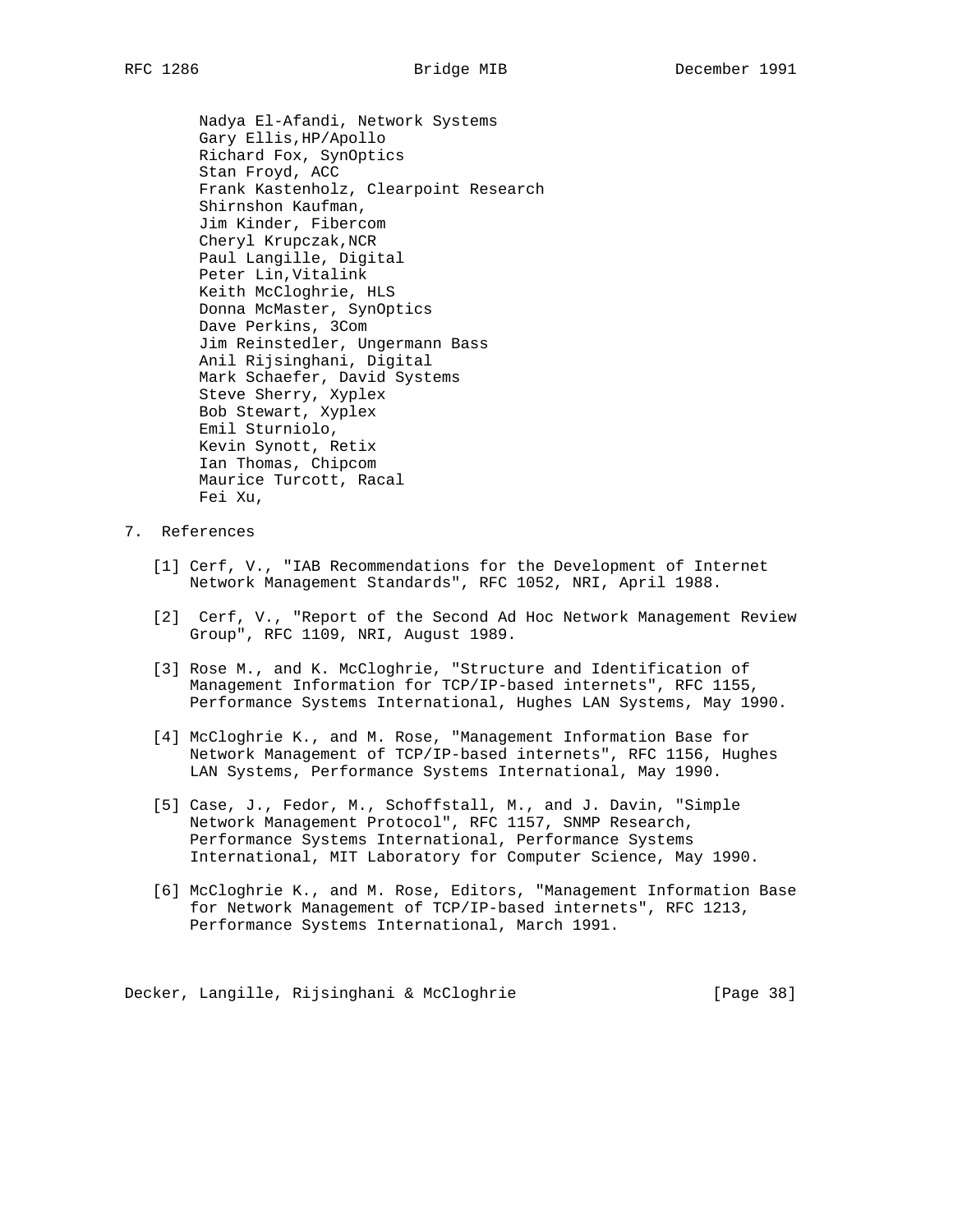Nadya El-Afandi, Network Systems
Gary Ellis,HP/Apollo
Richard Fox, SynOptics
Stan Froyd, ACC
Frank Kastenholz, Clearpoint Research
Shirnshon Kaufman,
Jim Kinder, Fibercom
Cheryl Krupczak,NCR
Paul Langille, Digital
Peter Lin,Vitalink
Keith McCloghrie, HLS
Donna McMaster, SynOptics
Dave Perkins, 3Com
Jim Reinstedler, Ungermann Bass
Anil Rijsinghani, Digital
Mark Schaefer, David Systems
Steve Sherry, Xyplex
Bob Stewart, Xyplex
Emil Sturniolo,
Kevin Synott, Retix
Ian Thomas, Chipcom
Maurice Turcott, Racal
Fei Xu,

## 7. References

[1] Cerf, V., "IAB Recommendations for the Development of Internet Network Management Standards", RFC 1052, NRI, April 1988.

[2] Cerf, V., "Report of the Second Ad Hoc Network Management Review Group", RFC 1109, NRI, August 1989.

[3] Rose M., and K. McCloghrie, "Structure and Identification of Management Information for TCP/IP-based internets", RFC 1155, Performance Systems International, Hughes LAN Systems, May 1990.

[4] McCloghrie K., and M. Rose, "Management Information Base for Network Management of TCP/IP-based internets", RFC 1156, Hughes LAN Systems, Performance Systems International, May 1990.

[5] Case, J., Fedor, M., Schoffstall, M., and J. Davin, "Simple Network Management Protocol", RFC 1157, SNMP Research, Performance Systems International, Performance Systems International, MIT Laboratory for Computer Science, May 1990.

[6] McCloghrie K., and M. Rose, Editors, "Management Information Base for Network Management of TCP/IP-based internets", RFC 1213, Performance Systems International, March 1991.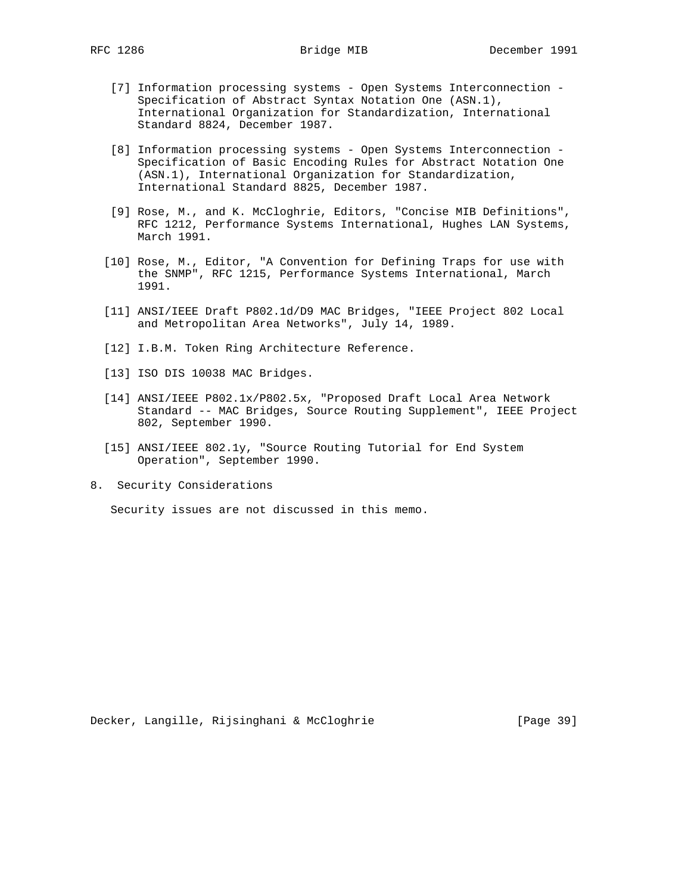[7] Information processing systems - Open Systems Interconnection - Specification of Abstract Syntax Notation One (ASN.1), International Organization for Standardization, International Standard 8824, December 1987.

[8] Information processing systems - Open Systems Interconnection - Specification of Basic Encoding Rules for Abstract Notation One (ASN.1), International Organization for Standardization, International Standard 8825, December 1987.

[9] Rose, M., and K. McCloghrie, Editors, "Concise MIB Definitions", RFC 1212, Performance Systems International, Hughes LAN Systems, March 1991.

[10] Rose, M., Editor, "A Convention for Defining Traps for use with the SNMP", RFC 1215, Performance Systems International, March 1991.

[11] ANSI/IEEE Draft P802.1d/D9 MAC Bridges, "IEEE Project 802 Local and Metropolitan Area Networks", July 14, 1989.

[12] I.B.M. Token Ring Architecture Reference.

[13] ISO DIS 10038 MAC Bridges.

[14] ANSI/IEEE P802.1x/P802.5x, "Proposed Draft Local Area Network Standard -- MAC Bridges, Source Routing Supplement", IEEE Project 802, September 1990.

[15] ANSI/IEEE 802.1y, "Source Routing Tutorial for End System Operation", September 1990.

## 8. Security Considerations

Security issues are not discussed in this memo.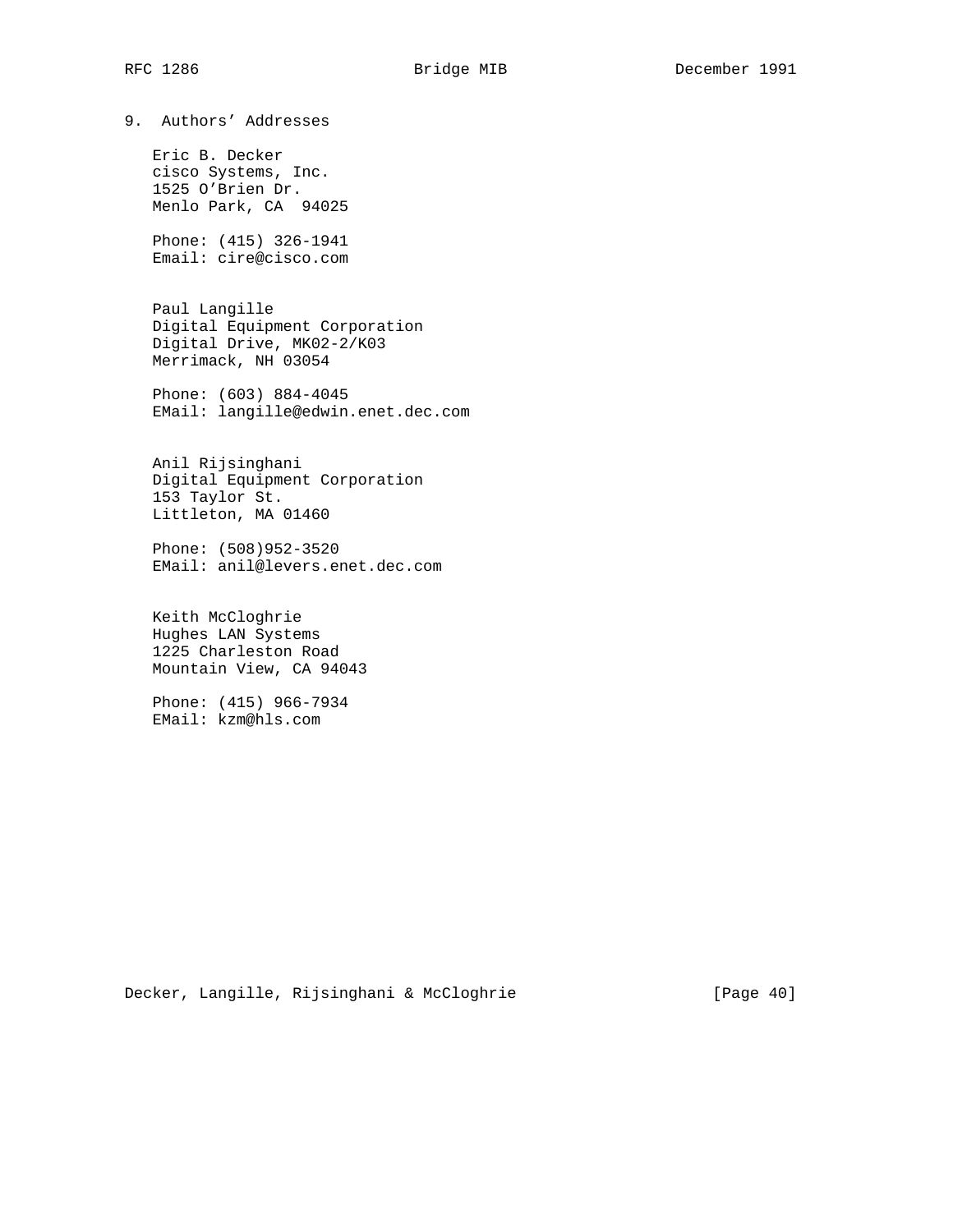## 9. Authors' Addresses

Eric B. Decker
cisco Systems, Inc.
1525 O'Brien Dr.
Menlo Park, CA  94025

Phone: (415) 326-1941
Email: cire@cisco.com

Paul Langille
Digital Equipment Corporation
Digital Drive, MK02-2/K03
Merrimack, NH 03054

Phone: (603) 884-4045
EMail: langille@edwin.enet.dec.com

Anil Rijsinghani
Digital Equipment Corporation
153 Taylor St.
Littleton, MA 01460

Phone: (508)952-3520
EMail: anil@levers.enet.dec.com

Keith McCloghrie
Hughes LAN Systems
1225 Charleston Road
Mountain View, CA 94043

Phone: (415) 966-7934
EMail: kzm@hls.com